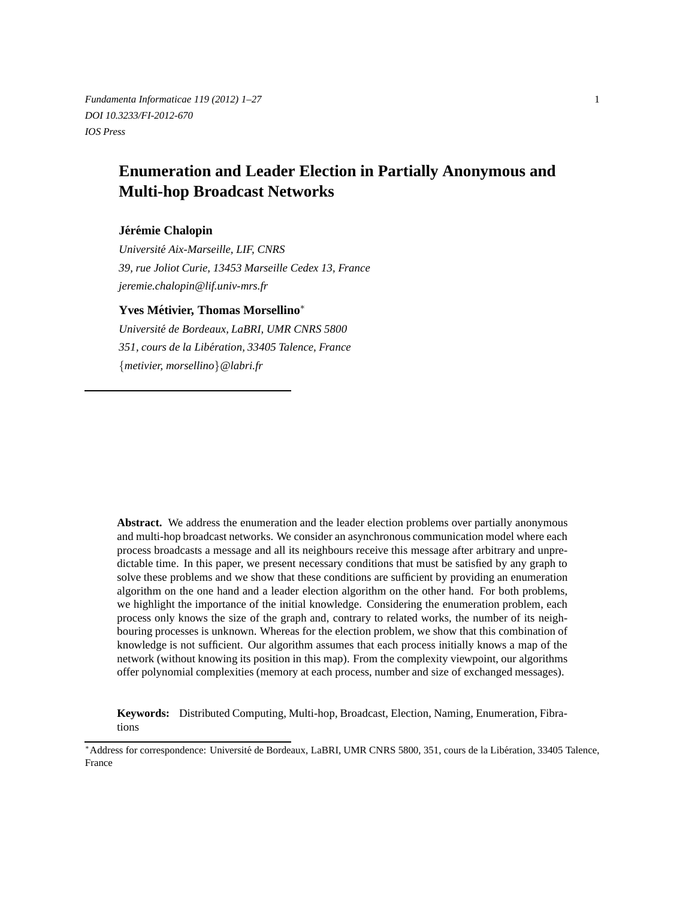# Enumeration and Leader Election in Partially Anonymous and Multi-hop Broadcast Networks

**Jérémie Chalopin**

*Université Aix-Marseille, LIF, CNRS*
*39, rue Joliot Curie, 13453 Marseille Cedex 13, France*
*jeremie.chalopin@lif.univ-mrs.fr*

**Yves Métivier, Thomas Morsellino***

*Université de Bordeaux, LaBRI, UMR CNRS 5800*
*351, cours de la Libération, 33405 Talence, France*
{*metivier, morsellino*}*@labri.fr*

---

**Abstract.** We address the enumeration and the leader election problems over partially anonymous and multi-hop broadcast networks. We consider an asynchronous communication model where each process broadcasts a message and all its neighbours receive this message after arbitrary and unpredictable time. In this paper, we present necessary conditions that must be satisfied by any graph to solve these problems and we show that these conditions are sufficient by providing an enumeration algorithm on the one hand and a leader election algorithm on the other hand. For both problems, we highlight the importance of the initial knowledge. Considering the enumeration problem, each process only knows the size of the graph and, contrary to related works, the number of its neighbouring processes is unknown. Whereas for the election problem, we show that this combination of knowledge is not sufficient. Our algorithm assumes that each process initially knows a map of the network (without knowing its position in this map). From the complexity viewpoint, our algorithms offer polynomial complexities (memory at each process, number and size of exchanged messages).

**Keywords:** Distributed Computing, Multi-hop, Broadcast, Election, Naming, Enumeration, Fibrations

---

*Address for correspondence: Université de Bordeaux, LaBRI, UMR CNRS 5800, 351, cours de la Libération, 33405 Talence, France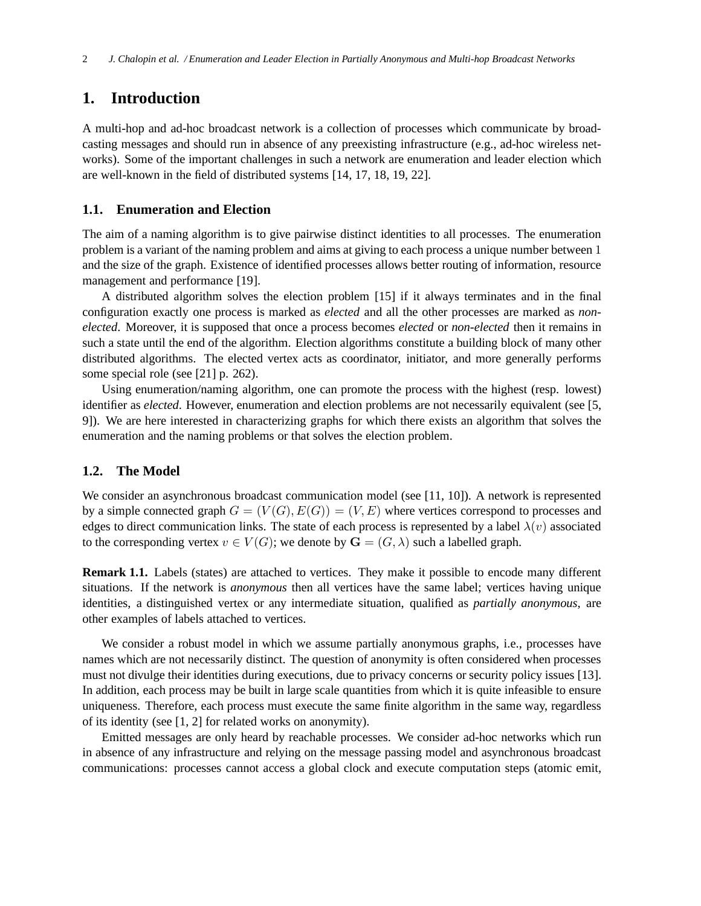# 1. Introduction

A multi-hop and ad-hoc broadcast network is a collection of processes which communicate by broadcasting messages and should run in absence of any preexisting infrastructure (e.g., ad-hoc wireless networks). Some of the important challenges in such a network are enumeration and leader election which are well-known in the field of distributed systems [14, 17, 18, 19, 22].

## 1.1. Enumeration and Election

The aim of a naming algorithm is to give pairwise distinct identities to all processes. The enumeration problem is a variant of the naming problem and aims at giving to each process a unique number between 1 and the size of the graph. Existence of identified processes allows better routing of information, resource management and performance [19].

A distributed algorithm solves the election problem [15] if it always terminates and in the final configuration exactly one process is marked as *elected* and all the other processes are marked as *non-elected*. Moreover, it is supposed that once a process becomes *elected* or *non-elected* then it remains in such a state until the end of the algorithm. Election algorithms constitute a building block of many other distributed algorithms. The elected vertex acts as coordinator, initiator, and more generally performs some special role (see [21] p. 262).

Using enumeration/naming algorithm, one can promote the process with the highest (resp. lowest) identifier as *elected*. However, enumeration and election problems are not necessarily equivalent (see [5, 9]). We are here interested in characterizing graphs for which there exists an algorithm that solves the enumeration and the naming problems or that solves the election problem.

## 1.2. The Model

We consider an asynchronous broadcast communication model (see [11, 10]). A network is represented by a simple connected graph $G = (V(G), E(G)) = (V, E)$ where vertices correspond to processes and edges to direct communication links. The state of each process is represented by a label $\lambda(v)$ associated to the corresponding vertex $v \in V(G)$; we denote by $\mathbf{G} = (G, \lambda)$ such a labelled graph.

**Remark 1.1.** Labels (states) are attached to vertices. They make it possible to encode many different situations. If the network is *anonymous* then all vertices have the same label; vertices having unique identities, a distinguished vertex or any intermediate situation, qualified as *partially anonymous*, are other examples of labels attached to vertices.

We consider a robust model in which we assume partially anonymous graphs, i.e., processes have names which are not necessarily distinct. The question of anonymity is often considered when processes must not divulge their identities during executions, due to privacy concerns or security policy issues [13]. In addition, each process may be built in large scale quantities from which it is quite infeasible to ensure uniqueness. Therefore, each process must execute the same finite algorithm in the same way, regardless of its identity (see [1, 2] for related works on anonymity).

Emitted messages are only heard by reachable processes. We consider ad-hoc networks which run in absence of any infrastructure and relying on the message passing model and asynchronous broadcast communications: processes cannot access a global clock and execute computation steps (atomic emit,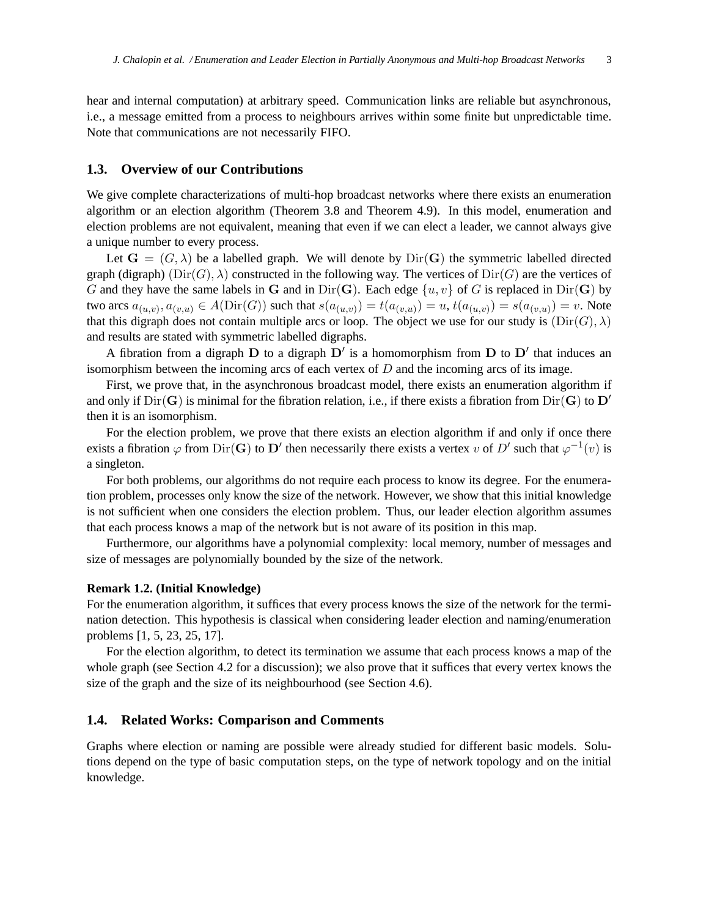hear and internal computation) at arbitrary speed. Communication links are reliable but asynchronous, i.e., a message emitted from a process to neighbours arrives within some finite but unpredictable time. Note that communications are not necessarily FIFO.

### 1.3. Overview of our Contributions

We give complete characterizations of multi-hop broadcast networks where there exists an enumeration algorithm or an election algorithm (Theorem 3.8 and Theorem 4.9). In this model, enumeration and election problems are not equivalent, meaning that even if we can elect a leader, we cannot always give a unique number to every process.

Let $\mathbf{G} = (G, \lambda)$ be a labelled graph. We will denote by $\mathrm{Dir}(\mathbf{G})$ the symmetric labelled directed graph (digraph) $(\mathrm{Dir}(G), \lambda)$ constructed in the following way. The vertices of $\mathrm{Dir}(G)$ are the vertices of $G$ and they have the same labels in $\mathbf{G}$ and in $\mathrm{Dir}(\mathbf{G})$. Each edge $\{u, v\}$ of $G$ is replaced in $\mathrm{Dir}(\mathbf{G})$ by two arcs $a_{(u,v)}, a_{(v,u)} \in A(\mathrm{Dir}(G))$ such that $s(a_{(u,v)}) = t(a_{(v,u)}) = u$, $t(a_{(u,v)}) = s(a_{(v,u)}) = v$. Note that this digraph does not contain multiple arcs or loop. The object we use for our study is $(\mathrm{Dir}(G), \lambda)$ and results are stated with symmetric labelled digraphs.

A fibration from a digraph $\mathbf{D}$ to a digraph $\mathbf{D}'$ is a homomorphism from $\mathbf{D}$ to $\mathbf{D}'$ that induces an isomorphism between the incoming arcs of each vertex of $D$ and the incoming arcs of its image.

First, we prove that, in the asynchronous broadcast model, there exists an enumeration algorithm if and only if $\mathrm{Dir}(\mathbf{G})$ is minimal for the fibration relation, i.e., if there exists a fibration from $\mathrm{Dir}(\mathbf{G})$ to $\mathbf{D}'$ then it is an isomorphism.

For the election problem, we prove that there exists an election algorithm if and only if once there exists a fibration $\varphi$ from $\mathrm{Dir}(\mathbf{G})$ to $\mathbf{D}'$ then necessarily there exists a vertex $v$ of $D'$ such that $\varphi^{-1}(v)$ is a singleton.

For both problems, our algorithms do not require each process to know its degree. For the enumeration problem, processes only know the size of the network. However, we show that this initial knowledge is not sufficient when one considers the election problem. Thus, our leader election algorithm assumes that each process knows a map of the network but is not aware of its position in this map.

Furthermore, our algorithms have a polynomial complexity: local memory, number of messages and size of messages are polynomially bounded by the size of the network.

**Remark 1.2. (Initial Knowledge)**
For the enumeration algorithm, it suffices that every process knows the size of the network for the termination detection. This hypothesis is classical when considering leader election and naming/enumeration problems [1, 5, 23, 25, 17].

For the election algorithm, to detect its termination we assume that each process knows a map of the whole graph (see Section 4.2 for a discussion); we also prove that it suffices that every vertex knows the size of the graph and the size of its neighbourhood (see Section 4.6).

### 1.4. Related Works: Comparison and Comments

Graphs where election or naming are possible were already studied for different basic models. Solutions depend on the type of basic computation steps, on the type of network topology and on the initial knowledge.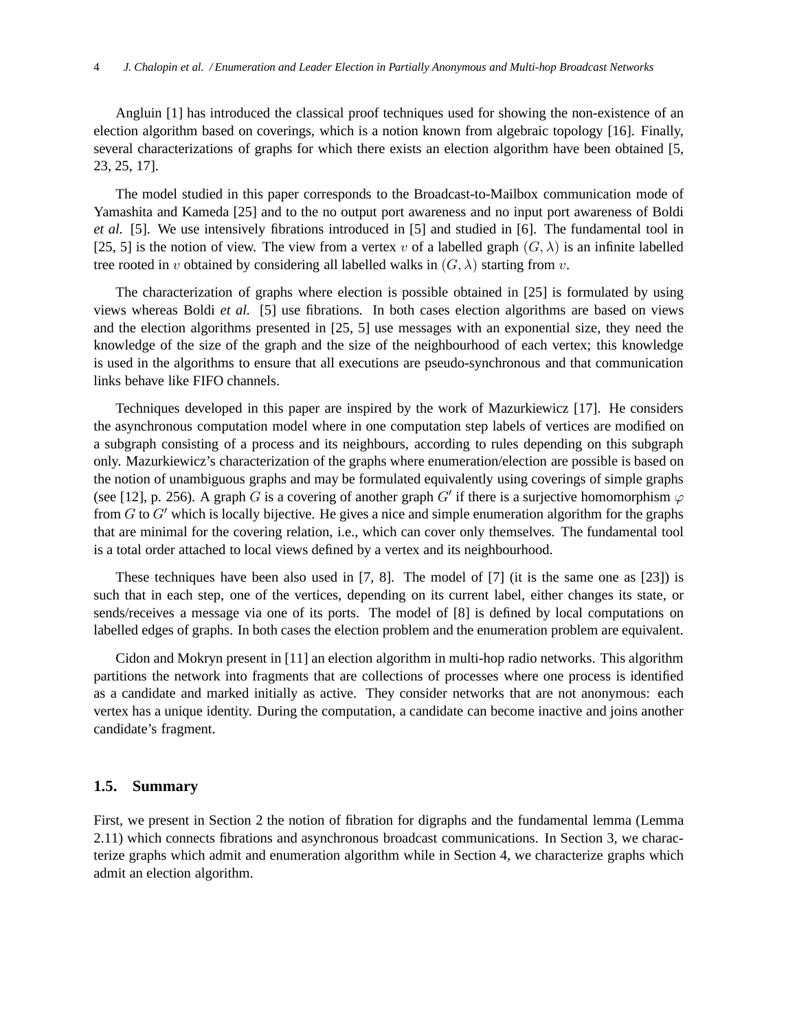Angluin [1] has introduced the classical proof techniques used for showing the non-existence of an election algorithm based on coverings, which is a notion known from algebraic topology [16]. Finally, several characterizations of graphs for which there exists an election algorithm have been obtained [5, 23, 25, 17].

The model studied in this paper corresponds to the Broadcast-to-Mailbox communication mode of Yamashita and Kameda [25] and to the no output port awareness and no input port awareness of Boldi *et al.* [5]. We use intensively fibrations introduced in [5] and studied in [6]. The fundamental tool in [25, 5] is the notion of view. The view from a vertex $v$ of a labelled graph $(G, \lambda)$ is an infinite labelled tree rooted in $v$ obtained by considering all labelled walks in $(G, \lambda)$ starting from $v$.

The characterization of graphs where election is possible obtained in [25] is formulated by using views whereas Boldi *et al.* [5] use fibrations. In both cases election algorithms are based on views and the election algorithms presented in [25, 5] use messages with an exponential size, they need the knowledge of the size of the graph and the size of the neighbourhood of each vertex; this knowledge is used in the algorithms to ensure that all executions are pseudo-synchronous and that communication links behave like FIFO channels.

Techniques developed in this paper are inspired by the work of Mazurkiewicz [17]. He considers the asynchronous computation model where in one computation step labels of vertices are modified on a subgraph consisting of a process and its neighbours, according to rules depending on this subgraph only. Mazurkiewicz's characterization of the graphs where enumeration/election are possible is based on the notion of unambiguous graphs and may be formulated equivalently using coverings of simple graphs (see [12], p. 256). A graph $G$ is a covering of another graph $G'$ if there is a surjective homomorphism $\varphi$ from $G$ to $G'$ which is locally bijective. He gives a nice and simple enumeration algorithm for the graphs that are minimal for the covering relation, i.e., which can cover only themselves. The fundamental tool is a total order attached to local views defined by a vertex and its neighbourhood.

These techniques have been also used in [7, 8]. The model of [7] (it is the same one as [23]) is such that in each step, one of the vertices, depending on its current label, either changes its state, or sends/receives a message via one of its ports. The model of [8] is defined by local computations on labelled edges of graphs. In both cases the election problem and the enumeration problem are equivalent.

Cidon and Mokryn present in [11] an election algorithm in multi-hop radio networks. This algorithm partitions the network into fragments that are collections of processes where one process is identified as a candidate and marked initially as active. They consider networks that are not anonymous: each vertex has a unique identity. During the computation, a candidate can become inactive and joins another candidate's fragment.

### 1.5. Summary

First, we present in Section 2 the notion of fibration for digraphs and the fundamental lemma (Lemma 2.11) which connects fibrations and asynchronous broadcast communications. In Section 3, we characterize graphs which admit and enumeration algorithm while in Section 4, we characterize graphs which admit an election algorithm.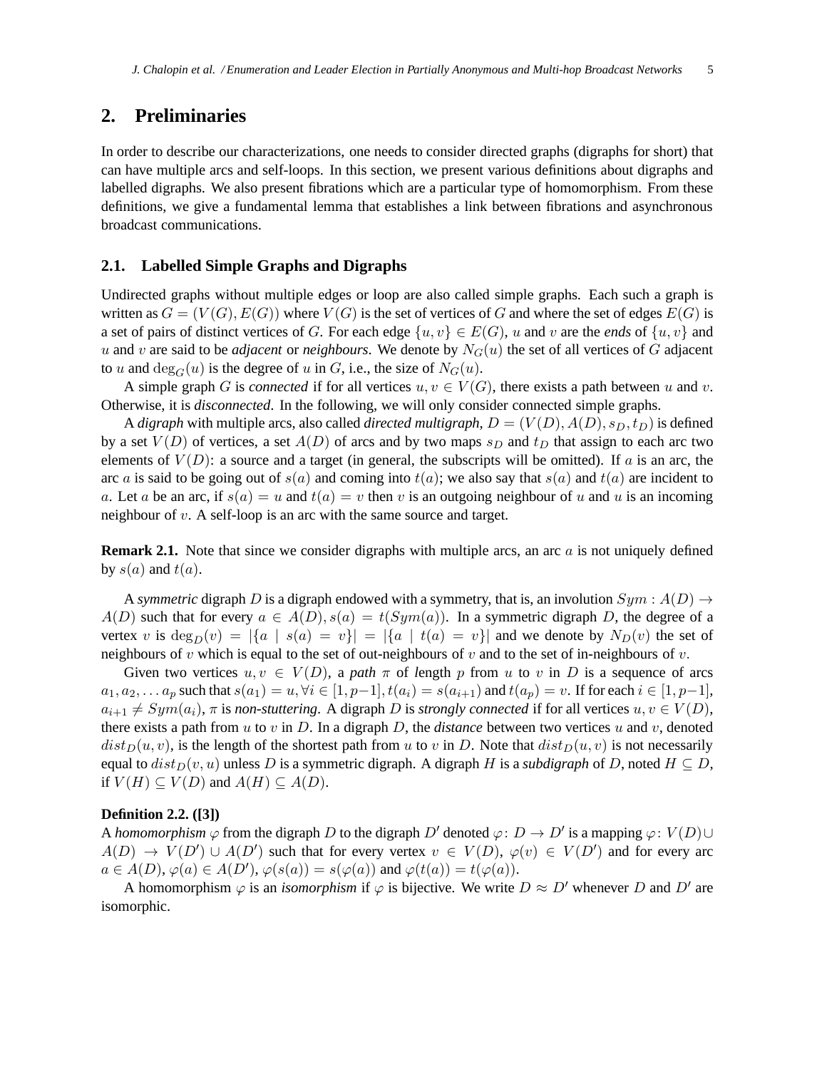## 2. Preliminaries

In order to describe our characterizations, one needs to consider directed graphs (digraphs for short) that can have multiple arcs and self-loops. In this section, we present various definitions about digraphs and labelled digraphs. We also present fibrations which are a particular type of homomorphism. From these definitions, we give a fundamental lemma that establishes a link between fibrations and asynchronous broadcast communications.

### 2.1. Labelled Simple Graphs and Digraphs

Undirected graphs without multiple edges or loop are also called simple graphs. Each such a graph is written as $G = (V(G), E(G))$ where $V(G)$ is the set of vertices of $G$ and where the set of edges $E(G)$ is a set of pairs of distinct vertices of $G$. For each edge $\{u, v\} \in E(G)$, $u$ and $v$ are the ***ends*** of $\{u, v\}$ and $u$ and $v$ are said to be ***adjacent*** or ***neighbours***. We denote by $N_G(u)$ the set of all vertices of $G$ adjacent to $u$ and $\deg_G(u)$ is the degree of $u$ in $G$, i.e., the size of $N_G(u)$.

A simple graph $G$ is *connected* if for all vertices $u, v \in V(G)$, there exists a path between $u$ and $v$. Otherwise, it is *disconnected*. In the following, we will only consider connected simple graphs.

A *digraph* with multiple arcs, also called *directed multigraph*, $D = (V(D), A(D), s_D, t_D)$ is defined by a set $V(D)$ of vertices, a set $A(D)$ of arcs and by two maps $s_D$ and $t_D$ that assign to each arc two elements of $V(D)$: a source and a target (in general, the subscripts will be omitted). If $a$ is an arc, the arc $a$ is said to be going out of $s(a)$ and coming into $t(a)$; we also say that $s(a)$ and $t(a)$ are incident to $a$. Let $a$ be an arc, if $s(a) = u$ and $t(a) = v$ then $v$ is an outgoing neighbour of $u$ and $u$ is an incoming neighbour of $v$. A self-loop is an arc with the same source and target.

**Remark 2.1.** Note that since we consider digraphs with multiple arcs, an arc $a$ is not uniquely defined by $s(a)$ and $t(a)$.

A *symmetric* digraph $D$ is a digraph endowed with a symmetry, that is, an involution $Sym : A(D) \to A(D)$ such that for every $a \in A(D), s(a) = t(Sym(a))$. In a symmetric digraph $D$, the degree of a vertex $v$ is $\deg_D(v) = |\{a \mid s(a) = v\}| = |\{a \mid t(a) = v\}|$ and we denote by $N_D(v)$ the set of neighbours of $v$ which is equal to the set of out-neighbours of $v$ and to the set of in-neighbours of $v$.

Given two vertices $u, v \in V(D)$, a *path* $\pi$ of length $p$ from $u$ to $v$ in $D$ is a sequence of arcs $a_1, a_2, \dots a_p$ such that $s(a_1) = u, \forall i \in [1, p-1], t(a_i) = s(a_{i+1})$ and $t(a_p) = v$. If for each $i \in [1, p-1]$, $a_{i+1} \neq Sym(a_i)$, $\pi$ is *non-stuttering*. A digraph $D$ is *strongly connected* if for all vertices $u, v \in V(D)$, there exists a path from $u$ to $v$ in $D$. In a digraph $D$, the *distance* between two vertices $u$ and $v$, denoted $dist_D(u, v)$, is the length of the shortest path from $u$ to $v$ in $D$. Note that $dist_D(u, v)$ is not necessarily equal to $dist_D(v, u)$ unless $D$ is a symmetric digraph. A digraph $H$ is a *subdigraph* of $D$, noted $H \subseteq D$, if $V(H) \subseteq V(D)$ and $A(H) \subseteq A(D)$.

**Definition 2.2. ([3])**
A *homomorphism* $\varphi$ from the digraph $D$ to the digraph $D'$ denoted $\varphi\colon D \to D'$ is a mapping $\varphi\colon V(D) \cup A(D) \to V(D') \cup A(D')$ such that for every vertex $v \in V(D)$, $\varphi(v) \in V(D')$ and for every arc $a \in A(D)$, $\varphi(a) \in A(D')$, $\varphi(s(a)) = s(\varphi(a))$ and $\varphi(t(a)) = t(\varphi(a))$.

A homomorphism $\varphi$ is an *isomorphism* if $\varphi$ is bijective. We write $D \approx D'$ whenever $D$ and $D'$ are isomorphic.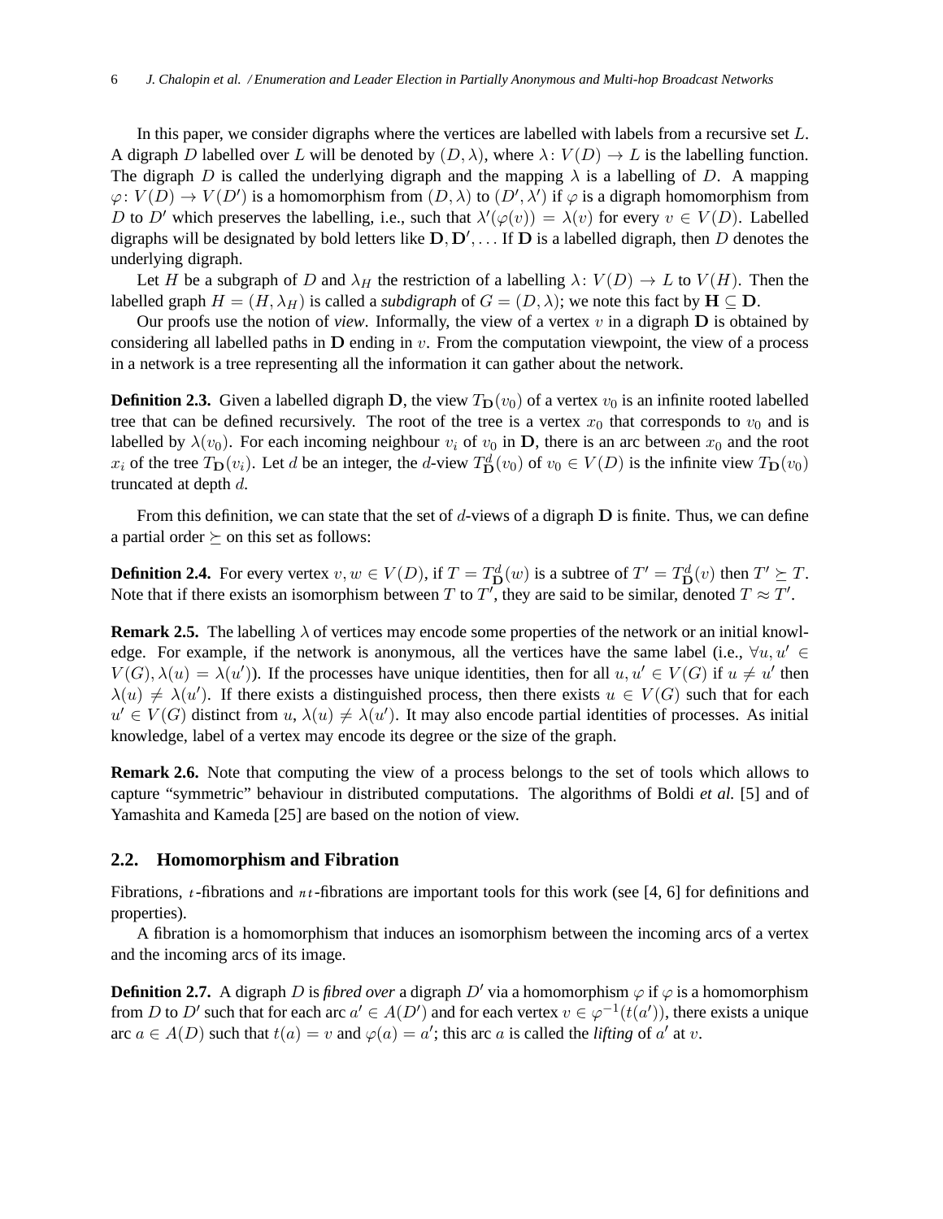In this paper, we consider digraphs where the vertices are labelled with labels from a recursive set $L$. A digraph $D$ labelled over $L$ will be denoted by $(D, \lambda)$, where $\lambda\colon V(D) \to L$ is the labelling function. The digraph $D$ is called the underlying digraph and the mapping $\lambda$ is a labelling of $D$. A mapping $\varphi\colon V(D) \to V(D')$ is a homomorphism from $(D, \lambda)$ to $(D', \lambda')$ if $\varphi$ is a digraph homomorphism from $D$ to $D'$ which preserves the labelling, i.e., such that $\lambda'(\varphi(v)) = \lambda(v)$ for every $v \in V(D)$. Labelled digraphs will be designated by bold letters like $\mathbf{D}, \mathbf{D}', \ldots$ If $\mathbf{D}$ is a labelled digraph, then $D$ denotes the underlying digraph.

Let $H$ be a subgraph of $D$ and $\lambda_H$ the restriction of a labelling $\lambda\colon V(D) \to L$ to $V(H)$. Then the labelled graph $H = (H, \lambda_H)$ is called a *subdigraph* of $G = (D, \lambda)$; we note this fact by $\mathbf{H} \subseteq \mathbf{D}$.

Our proofs use the notion of *view*. Informally, the view of a vertex $v$ in a digraph $\mathbf{D}$ is obtained by considering all labelled paths in $\mathbf{D}$ ending in $v$. From the computation viewpoint, the view of a process in a network is a tree representing all the information it can gather about the network.

**Definition 2.3.** Given a labelled digraph $\mathbf{D}$, the view $T_{\mathbf{D}}(v_0)$ of a vertex $v_0$ is an infinite rooted labelled tree that can be defined recursively. The root of the tree is a vertex $x_0$ that corresponds to $v_0$ and is labelled by $\lambda(v_0)$. For each incoming neighbour $v_i$ of $v_0$ in $\mathbf{D}$, there is an arc between $x_0$ and the root $x_i$ of the tree $T_{\mathbf{D}}(v_i)$. Let $d$ be an integer, the $d$-view $T^d_{\mathbf{D}}(v_0)$ of $v_0 \in V(D)$ is the infinite view $T_{\mathbf{D}}(v_0)$ truncated at depth $d$.

From this definition, we can state that the set of $d$-views of a digraph $\mathbf{D}$ is finite. Thus, we can define a partial order $\succeq$ on this set as follows:

**Definition 2.4.** For every vertex $v, w \in V(D)$, if $T = T^d_{\mathbf{D}}(w)$ is a subtree of $T' = T^d_{\mathbf{D}}(v)$ then $T' \succeq T$. Note that if there exists an isomorphism between $T$ to $T'$, they are said to be similar, denoted $T \approx T'$.

**Remark 2.5.** The labelling $\lambda$ of vertices may encode some properties of the network or an initial knowledge. For example, if the network is anonymous, all the vertices have the same label (i.e., $\forall u, u' \in V(G), \lambda(u) = \lambda(u')$). If the processes have unique identities, then for all $u, u' \in V(G)$ if $u \neq u'$ then $\lambda(u) \neq \lambda(u')$. If there exists a distinguished process, then there exists $u \in V(G)$ such that for each $u' \in V(G)$ distinct from $u$, $\lambda(u) \neq \lambda(u')$. It may also encode partial identities of processes. As initial knowledge, label of a vertex may encode its degree or the size of the graph.

**Remark 2.6.** Note that computing the view of a process belongs to the set of tools which allows to capture "symmetric" behaviour in distributed computations. The algorithms of Boldi *et al.* [5] and of Yamashita and Kameda [25] are based on the notion of view.

### 2.2. Homomorphism and Fibration

Fibrations, $\imath$-fibrations and $\pi\imath$-fibrations are important tools for this work (see [4, 6] for definitions and properties).

A fibration is a homomorphism that induces an isomorphism between the incoming arcs of a vertex and the incoming arcs of its image.

**Definition 2.7.** A digraph $D$ is *fibred over* a digraph $D'$ via a homomorphism $\varphi$ if $\varphi$ is a homomorphism from $D$ to $D'$ such that for each arc $a' \in A(D')$ and for each vertex $v \in \varphi^{-1}(t(a'))$, there exists a unique arc $a \in A(D)$ such that $t(a) = v$ and $\varphi(a) = a'$; this arc $a$ is called the *lifting* of $a'$ at $v$.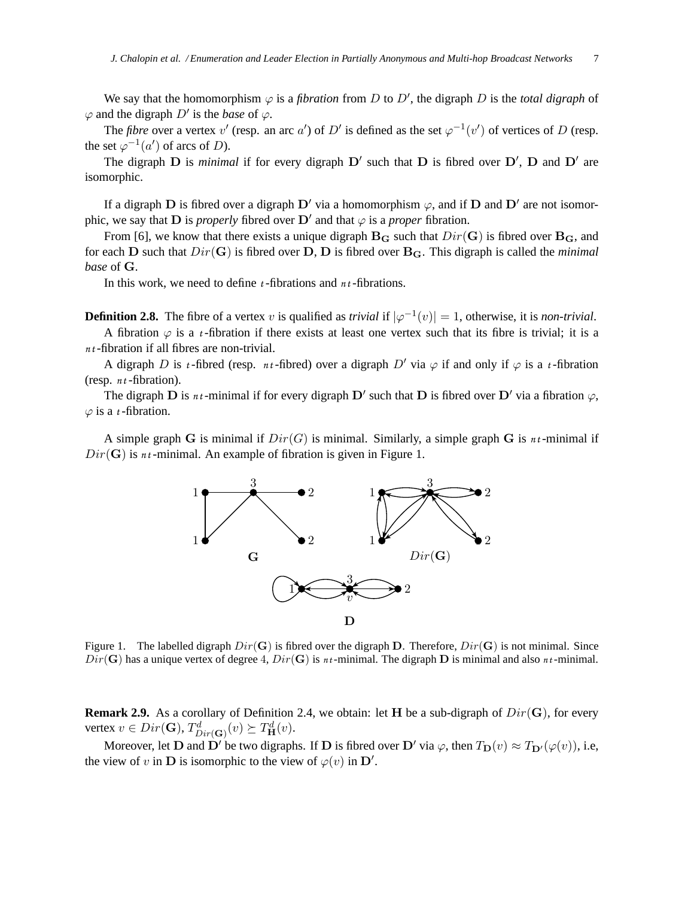We say that the homomorphism $\varphi$ is a *fibration* from $D$ to $D'$, the digraph $D$ is the *total digraph* of $\varphi$ and the digraph $D'$ is the *base* of $\varphi$.

The *fibre* over a vertex $v'$ (resp. an arc $a'$) of $D'$ is defined as the set $\varphi^{-1}(v')$ of vertices of $D$ (resp. the set $\varphi^{-1}(a')$ of arcs of $D$).

The digraph $\mathbf{D}$ is *minimal* if for every digraph $\mathbf{D}'$ such that $\mathbf{D}$ is fibred over $\mathbf{D}'$, $\mathbf{D}$ and $\mathbf{D}'$ are isomorphic.

If a digraph $\mathbf{D}$ is fibred over a digraph $\mathbf{D}'$ via a homomorphism $\varphi$, and if $\mathbf{D}$ and $\mathbf{D}'$ are not isomorphic, we say that $\mathbf{D}$ is *properly* fibred over $\mathbf{D}'$ and that $\varphi$ is a *proper* fibration.

From [6], we know that there exists a unique digraph $\mathbf{B_G}$ such that $Dir(\mathbf{G})$ is fibred over $\mathbf{B_G}$, and for each $\mathbf{D}$ such that $Dir(\mathbf{G})$ is fibred over $\mathbf{D}$, $\mathbf{D}$ is fibred over $\mathbf{B_G}$. This digraph is called the *minimal base* of $\mathbf{G}$.

In this work, we need to define $t$-fibrations and $nt$-fibrations.

**Definition 2.8.** The fibre of a vertex $v$ is qualified as *trivial* if $|\varphi^{-1}(v)| = 1$, otherwise, it is *non-trivial*.

A fibration $\varphi$ is a $t$-fibration if there exists at least one vertex such that its fibre is trivial; it is a $nt$-fibration if all fibres are non-trivial.

A digraph $D$ is $t$-fibred (resp. $nt$-fibred) over a digraph $D'$ via $\varphi$ if and only if $\varphi$ is a $t$-fibration (resp. $nt$-fibration).

The digraph $\mathbf{D}$ is $nt$-minimal if for every digraph $\mathbf{D}'$ such that $\mathbf{D}$ is fibred over $\mathbf{D}'$ via a fibration $\varphi$, $\varphi$ is a $t$-fibration.

A simple graph $\mathbf{G}$ is minimal if $Dir(G)$ is minimal. Similarly, a simple graph $\mathbf{G}$ is $nt$-minimal if $Dir(\mathbf{G})$ is $nt$-minimal. An example of fibration is given in Figure 1.

Figure 1. The labelled digraph $Dir(\mathbf{G})$ is fibred over the digraph $\mathbf{D}$. Therefore, $Dir(\mathbf{G})$ is not minimal. Since $Dir(\mathbf{G})$ has a unique vertex of degree 4, $Dir(\mathbf{G})$ is $nt$-minimal. The digraph $\mathbf{D}$ is minimal and also $nt$-minimal.

**Remark 2.9.** As a corollary of Definition 2.4, we obtain: let $\mathbf{H}$ be a sub-digraph of $Dir(\mathbf{G})$, for every vertex $v \in Dir(\mathbf{G})$, $T^d_{Dir(\mathbf{G})}(v) \succeq T^d_{\mathbf{H}}(v)$.

Moreover, let $\mathbf{D}$ and $\mathbf{D}'$ be two digraphs. If $\mathbf{D}$ is fibred over $\mathbf{D}'$ via $\varphi$, then $T_{\mathbf{D}}(v) \approx T_{\mathbf{D}'}(\varphi(v))$, i.e, the view of $v$ in $\mathbf{D}$ is isomorphic to the view of $\varphi(v)$ in $\mathbf{D}'$.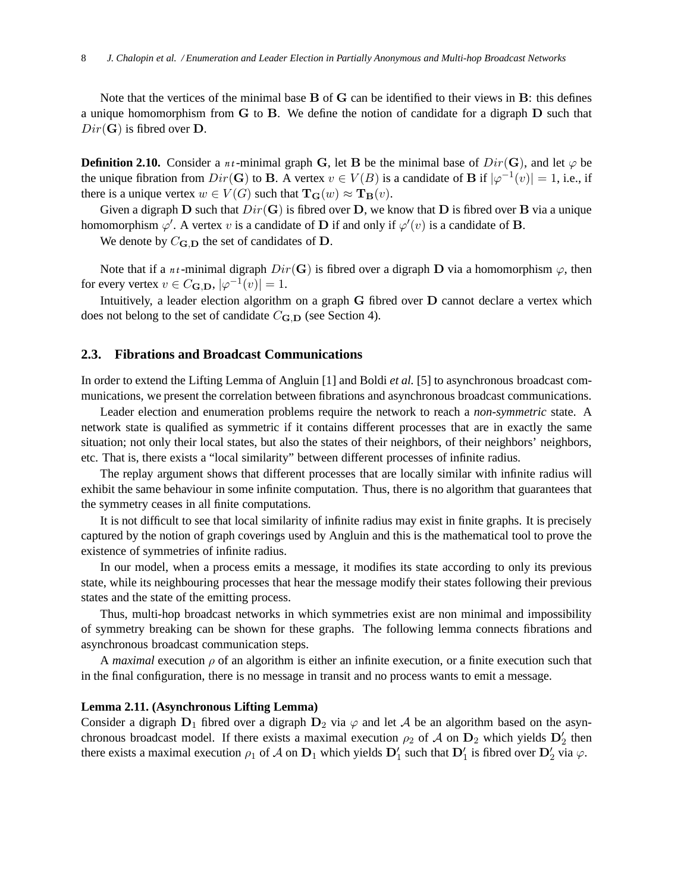Note that the vertices of the minimal base $\mathbf{B}$ of $\mathbf{G}$ can be identified to their views in $\mathbf{B}$: this defines a unique homomorphism from $\mathbf{G}$ to $\mathbf{B}$. We define the notion of candidate for a digraph $\mathbf{D}$ such that $Dir(\mathbf{G})$ is fibred over $\mathbf{D}$.

**Definition 2.10.** Consider a $\mathfrak{nt}$-minimal graph $\mathbf{G}$, let $\mathbf{B}$ be the minimal base of $Dir(\mathbf{G})$, and let $\varphi$ be the unique fibration from $Dir(\mathbf{G})$ to $\mathbf{B}$. A vertex $v \in V(B)$ is a candidate of $\mathbf{B}$ if $|\varphi^{-1}(v)| = 1$, i.e., if there is a unique vertex $w \in V(G)$ such that $\mathbf{T_G}(w) \approx \mathbf{T_B}(v)$.

Given a digraph $\mathbf{D}$ such that $Dir(\mathbf{G})$ is fibred over $\mathbf{D}$, we know that $\mathbf{D}$ is fibred over $\mathbf{B}$ via a unique homomorphism $\varphi'$. A vertex $v$ is a candidate of $\mathbf{D}$ if and only if $\varphi'(v)$ is a candidate of $\mathbf{B}$.

We denote by $C_{\mathbf{G},\mathbf{D}}$ the set of candidates of $\mathbf{D}$.

Note that if a $\mathfrak{nt}$-minimal digraph $Dir(\mathbf{G})$ is fibred over a digraph $\mathbf{D}$ via a homomorphism $\varphi$, then for every vertex $v \in C_{\mathbf{G},\mathbf{D}}$, $|\varphi^{-1}(v)| = 1$.

Intuitively, a leader election algorithm on a graph $\mathbf{G}$ fibred over $\mathbf{D}$ cannot declare a vertex which does not belong to the set of candidate $C_{\mathbf{G},\mathbf{D}}$ (see Section 4).

## 2.3. Fibrations and Broadcast Communications

In order to extend the Lifting Lemma of Angluin [1] and Boldi *et al.* [5] to asynchronous broadcast communications, we present the correlation between fibrations and asynchronous broadcast communications.

Leader election and enumeration problems require the network to reach a ***non-symmetric*** state. A network state is qualified as symmetric if it contains different processes that are in exactly the same situation; not only their local states, but also the states of their neighbors, of their neighbors' neighbors, etc. That is, there exists a "local similarity" between different processes of infinite radius.

The replay argument shows that different processes that are locally similar with infinite radius will exhibit the same behaviour in some infinite computation. Thus, there is no algorithm that guarantees that the symmetry ceases in all finite computations.

It is not difficult to see that local similarity of infinite radius may exist in finite graphs. It is precisely captured by the notion of graph coverings used by Angluin and this is the mathematical tool to prove the existence of symmetries of infinite radius.

In our model, when a process emits a message, it modifies its state according to only its previous state, while its neighbouring processes that hear the message modify their states following their previous states and the state of the emitting process.

Thus, multi-hop broadcast networks in which symmetries exist are non minimal and impossibility of symmetry breaking can be shown for these graphs. The following lemma connects fibrations and asynchronous broadcast communication steps.

A *maximal* execution $\rho$ of an algorithm is either an infinite execution, or a finite execution such that in the final configuration, there is no message in transit and no process wants to emit a message.

**Lemma 2.11. (Asynchronous Lifting Lemma)**
Consider a digraph $\mathbf{D}_1$ fibred over a digraph $\mathbf{D}_2$ via $\varphi$ and let $\mathcal{A}$ be an algorithm based on the asynchronous broadcast model. If there exists a maximal execution $\rho_2$ of $\mathcal{A}$ on $\mathbf{D}_2$ which yields $\mathbf{D}_2'$ then there exists a maximal execution $\rho_1$ of $\mathcal{A}$ on $\mathbf{D}_1$ which yields $\mathbf{D}_1'$ such that $\mathbf{D}_1'$ is fibred over $\mathbf{D}_2'$ via $\varphi$.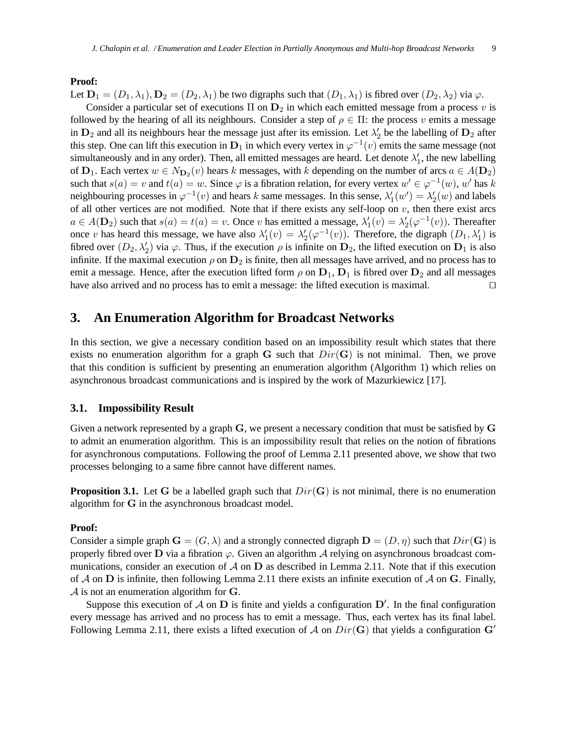**Proof:**

Let $\mathbf{D}_1 = (D_1, \lambda_1), \mathbf{D}_2 = (D_2, \lambda_1)$ be two digraphs such that $(D_1, \lambda_1)$ is fibred over $(D_2, \lambda_2)$ via $\varphi$.

Consider a particular set of executions $\Pi$ on $\mathbf{D}_2$ in which each emitted message from a process $v$ is followed by the hearing of all its neighbours. Consider a step of $\rho \in \Pi$: the process $v$ emits a message in $\mathbf{D}_2$ and all its neighbours hear the message just after its emission. Let $\lambda'_2$ be the labelling of $\mathbf{D}_2$ after this step. One can lift this execution in $\mathbf{D}_1$ in which every vertex in $\varphi^{-1}(v)$ emits the same message (not simultaneously and in any order). Then, all emitted messages are heard. Let denote $\lambda'_1$, the new labelling of $\mathbf{D}_1$. Each vertex $w \in N_{\mathbf{D}_2}(v)$ hears $k$ messages, with $k$ depending on the number of arcs $a \in A(\mathbf{D}_2)$ such that $s(a) = v$ and $t(a) = w$. Since $\varphi$ is a fibration relation, for every vertex $w' \in \varphi^{-1}(w)$, $w'$ has $k$ neighbouring processes in $\varphi^{-1}(v)$ and hears $k$ same messages. In this sense, $\lambda'_1(w') = \lambda'_2(w)$ and labels of all other vertices are not modified. Note that if there exists any self-loop on $v$, then there exist arcs $a \in A(\mathbf{D}_2)$ such that $s(a) = t(a) = v$. Once $v$ has emitted a message, $\lambda'_1(v) = \lambda'_2(\varphi^{-1}(v))$. Thereafter once $v$ has heard this message, we have also $\lambda'_1(v) = \lambda'_2(\varphi^{-1}(v))$. Therefore, the digraph $(D_1, \lambda'_1)$ is fibred over $(D_2, \lambda'_2)$ via $\varphi$. Thus, if the execution $\rho$ is infinite on $\mathbf{D}_2$, the lifted execution on $\mathbf{D}_1$ is also infinite. If the maximal execution $\rho$ on $\mathbf{D}_2$ is finite, then all messages have arrived, and no process has to emit a message. Hence, after the execution lifted form $\rho$ on $\mathbf{D}_1$, $\mathbf{D}_1$ is fibred over $\mathbf{D}_2$ and all messages have also arrived and no process has to emit a message: the lifted execution is maximal. $\square$

## 3. An Enumeration Algorithm for Broadcast Networks

In this section, we give a necessary condition based on an impossibility result which states that there exists no enumeration algorithm for a graph $\mathbf{G}$ such that $Dir(\mathbf{G})$ is not minimal. Then, we prove that this condition is sufficient by presenting an enumeration algorithm (Algorithm 1) which relies on asynchronous broadcast communications and is inspired by the work of Mazurkiewicz [17].

### 3.1. Impossibility Result

Given a network represented by a graph $\mathbf{G}$, we present a necessary condition that must be satisfied by $\mathbf{G}$ to admit an enumeration algorithm. This is an impossibility result that relies on the notion of fibrations for asynchronous computations. Following the proof of Lemma 2.11 presented above, we show that two processes belonging to a same fibre cannot have different names.

**Proposition 3.1.** Let $\mathbf{G}$ be a labelled graph such that $Dir(\mathbf{G})$ is not minimal, there is no enumeration algorithm for $\mathbf{G}$ in the asynchronous broadcast model.

**Proof:**

Consider a simple graph $\mathbf{G} = (G, \lambda)$ and a strongly connected digraph $\mathbf{D} = (D, \eta)$ such that $Dir(\mathbf{G})$ is properly fibred over $\mathbf{D}$ via a fibration $\varphi$. Given an algorithm $\mathcal{A}$ relying on asynchronous broadcast communications, consider an execution of $\mathcal{A}$ on $\mathbf{D}$ as described in Lemma 2.11. Note that if this execution of $\mathcal{A}$ on $\mathbf{D}$ is infinite, then following Lemma 2.11 there exists an infinite execution of $\mathcal{A}$ on $\mathbf{G}$. Finally, $\mathcal{A}$ is not an enumeration algorithm for $\mathbf{G}$.

Suppose this execution of $\mathcal{A}$ on $\mathbf{D}$ is finite and yields a configuration $\mathbf{D}'$. In the final configuration every message has arrived and no process has to emit a message. Thus, each vertex has its final label. Following Lemma 2.11, there exists a lifted execution of $\mathcal{A}$ on $Dir(\mathbf{G})$ that yields a configuration $\mathbf{G}'$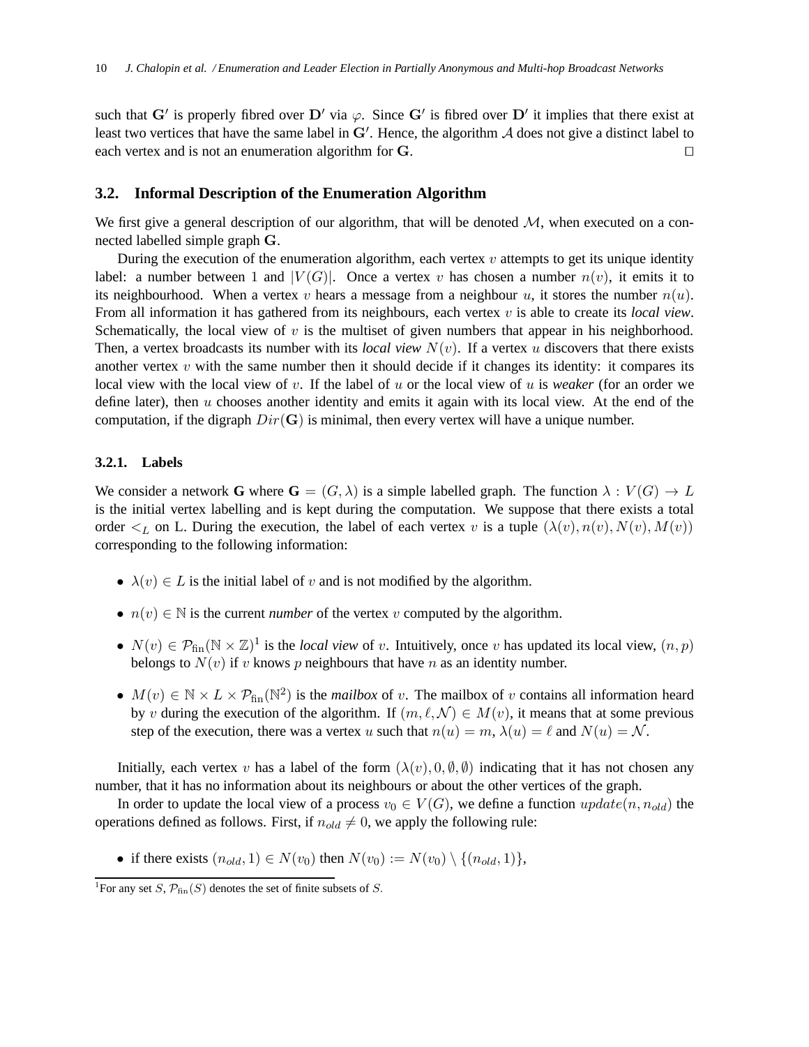such that $\mathbf{G}'$ is properly fibred over $\mathbf{D}'$ via $\varphi$. Since $\mathbf{G}'$ is fibred over $\mathbf{D}'$ it implies that there exist at least two vertices that have the same label in $\mathbf{G}'$. Hence, the algorithm $\mathcal{A}$ does not give a distinct label to each vertex and is not an enumeration algorithm for $\mathbf{G}$. □

## 3.2. Informal Description of the Enumeration Algorithm

We first give a general description of our algorithm, that will be denoted $\mathcal{M}$, when executed on a connected labelled simple graph $\mathbf{G}$.

During the execution of the enumeration algorithm, each vertex $v$ attempts to get its unique identity label: a number between 1 and $|V(G)|$. Once a vertex $v$ has chosen a number $n(v)$, it emits it to its neighbourhood. When a vertex $v$ hears a message from a neighbour $u$, it stores the number $n(u)$. From all information it has gathered from its neighbours, each vertex $v$ is able to create its *local view*. Schematically, the local view of $v$ is the multiset of given numbers that appear in his neighborhood. Then, a vertex broadcasts its number with its *local view* $N(v)$. If a vertex $u$ discovers that there exists another vertex $v$ with the same number then it should decide if it changes its identity: it compares its local view with the local view of $v$. If the label of $u$ or the local view of $u$ is *weaker* (for an order we define later), then $u$ chooses another identity and emits it again with its local view. At the end of the computation, if the digraph $Dir(\mathbf{G})$ is minimal, then every vertex will have a unique number.

### 3.2.1. Labels

We consider a network $\mathbf{G}$ where $\mathbf{G} = (G, \lambda)$ is a simple labelled graph. The function $\lambda : V(G) \to L$ is the initial vertex labelling and is kept during the computation. We suppose that there exists a total order $<_L$ on L. During the execution, the label of each vertex $v$ is a tuple $(\lambda(v), n(v), N(v), M(v))$ corresponding to the following information:

- $\lambda(v) \in L$ is the initial label of $v$ and is not modified by the algorithm.
- $n(v) \in \mathbb{N}$ is the current *number* of the vertex $v$ computed by the algorithm.
- $N(v) \in \mathcal{P}_{\text{fin}}(\mathbb{N} \times \mathbb{Z})$[1] is the *local view* of $v$. Intuitively, once $v$ has updated its local view, $(n, p)$ belongs to $N(v)$ if $v$ knows $p$ neighbours that have $n$ as an identity number.
- $M(v) \in \mathbb{N} \times L \times \mathcal{P}_{\text{fin}}(\mathbb{N}^2)$ is the *mailbox* of $v$. The mailbox of $v$ contains all information heard by $v$ during the execution of the algorithm. If $(m, \ell, \mathcal{N}) \in M(v)$, it means that at some previous step of the execution, there was a vertex $u$ such that $n(u) = m$, $\lambda(u) = \ell$ and $N(u) = \mathcal{N}$.

Initially, each vertex $v$ has a label of the form $(\lambda(v), 0, \emptyset, \emptyset)$ indicating that it has not chosen any number, that it has no information about its neighbours or about the other vertices of the graph.

In order to update the local view of a process $v_0 \in V(G)$, we define a function $update(n, n_{old})$ the operations defined as follows. First, if $n_{old} \neq 0$, we apply the following rule:

- if there exists $(n_{old}, 1) \in N(v_0)$ then $N(v_0) := N(v_0) \setminus \{(n_{old}, 1)\}$,

[1] For any set $S$, $\mathcal{P}_{\text{fin}}(S)$ denotes the set of finite subsets of $S$.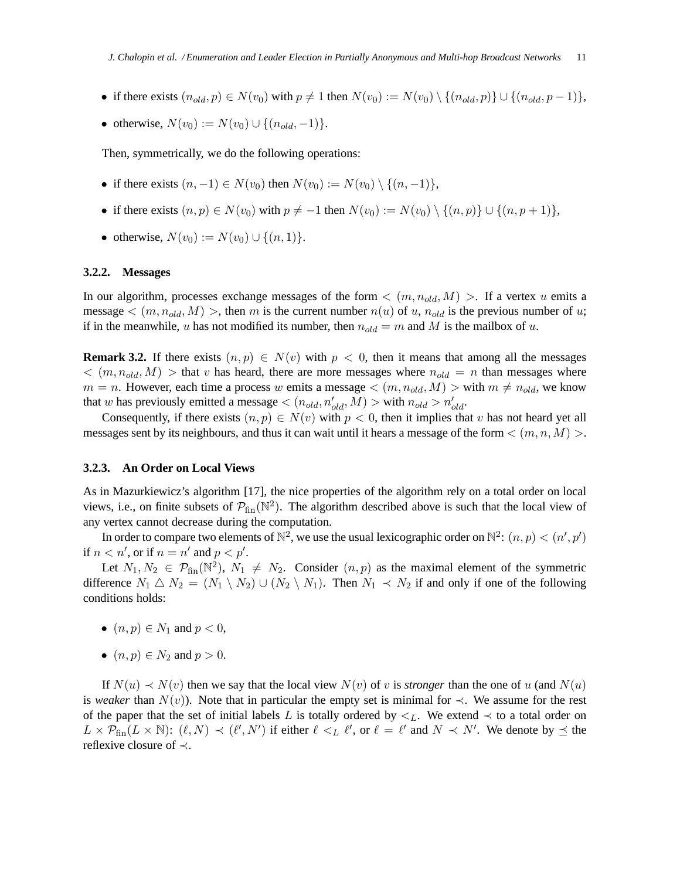- if there exists $(n_{old}, p) \in N(v_0)$ with $p \neq 1$ then $N(v_0) := N(v_0) \setminus \{(n_{old}, p)\} \cup \{(n_{old}, p-1)\}$,
- otherwise, $N(v_0) := N(v_0) \cup \{(n_{old}, -1)\}$.

Then, symmetrically, we do the following operations:

- if there exists $(n, -1) \in N(v_0)$ then $N(v_0) := N(v_0) \setminus \{(n, -1)\}$,
- if there exists $(n, p) \in N(v_0)$ with $p \neq -1$ then $N(v_0) := N(v_0) \setminus \{(n, p)\} \cup \{(n, p+1)\}$,
- otherwise, $N(v_0) := N(v_0) \cup \{(n, 1)\}$.

### 3.2.2. Messages

In our algorithm, processes exchange messages of the form $< (m, n_{old}, M) >$. If a vertex $u$ emits a message $< (m, n_{old}, M) >$, then $m$ is the current number $n(u)$ of $u$, $n_{old}$ is the previous number of $u$; if in the meanwhile, $u$ has not modified its number, then $n_{old} = m$ and $M$ is the mailbox of $u$.

**Remark 3.2.** If there exists $(n, p) \in N(v)$ with $p < 0$, then it means that among all the messages $< (m, n_{old}, M) >$ that $v$ has heard, there are more messages where $n_{old} = n$ than messages where $m = n$. However, each time a process $w$ emits a message $< (m, n_{old}, M) >$ with $m \neq n_{old}$, we know that $w$ has previously emitted a message $< (n_{old}, n'_{old}, M) >$ with $n_{old} > n'_{old}$.

Consequently, if there exists $(n, p) \in N(v)$ with $p < 0$, then it implies that $v$ has not heard yet all messages sent by its neighbours, and thus it can wait until it hears a message of the form $< (m, n, M) >$.

### 3.2.3. An Order on Local Views

As in Mazurkiewicz's algorithm [17], the nice properties of the algorithm rely on a total order on local views, i.e., on finite subsets of $\mathcal{P}_{\text{fin}}(\mathbb{N}^2)$. The algorithm described above is such that the local view of any vertex cannot decrease during the computation.

In order to compare two elements of $\mathbb{N}^2$, we use the usual lexicographic order on $\mathbb{N}^2$: $(n, p) < (n', p')$ if $n < n'$, or if $n = n'$ and $p < p'$.

Let $N_1, N_2 \in \mathcal{P}_{\text{fin}}(\mathbb{N}^2)$, $N_1 \neq N_2$. Consider $(n, p)$ as the maximal element of the symmetric difference $N_1 \triangle N_2 = (N_1 \setminus N_2) \cup (N_2 \setminus N_1)$. Then $N_1 \prec N_2$ if and only if one of the following conditions holds:

- $(n, p) \in N_1$ and $p < 0$,
- $(n, p) \in N_2$ and $p > 0$.

If $N(u) \prec N(v)$ then we say that the local view $N(v)$ of $v$ is *stronger* than the one of $u$ (and $N(u)$ is *weaker* than $N(v)$). Note that in particular the empty set is minimal for $\prec$. We assume for the rest of the paper that the set of initial labels $L$ is totally ordered by $<_L$. We extend $\prec$ to a total order on $L \times \mathcal{P}_{\text{fin}}(L \times \mathbb{N})$: $(\ell, N) \prec (\ell', N')$ if either $\ell <_L \ell'$, or $\ell = \ell'$ and $N \prec N'$. We denote by $\preceq$ the reflexive closure of $\prec$.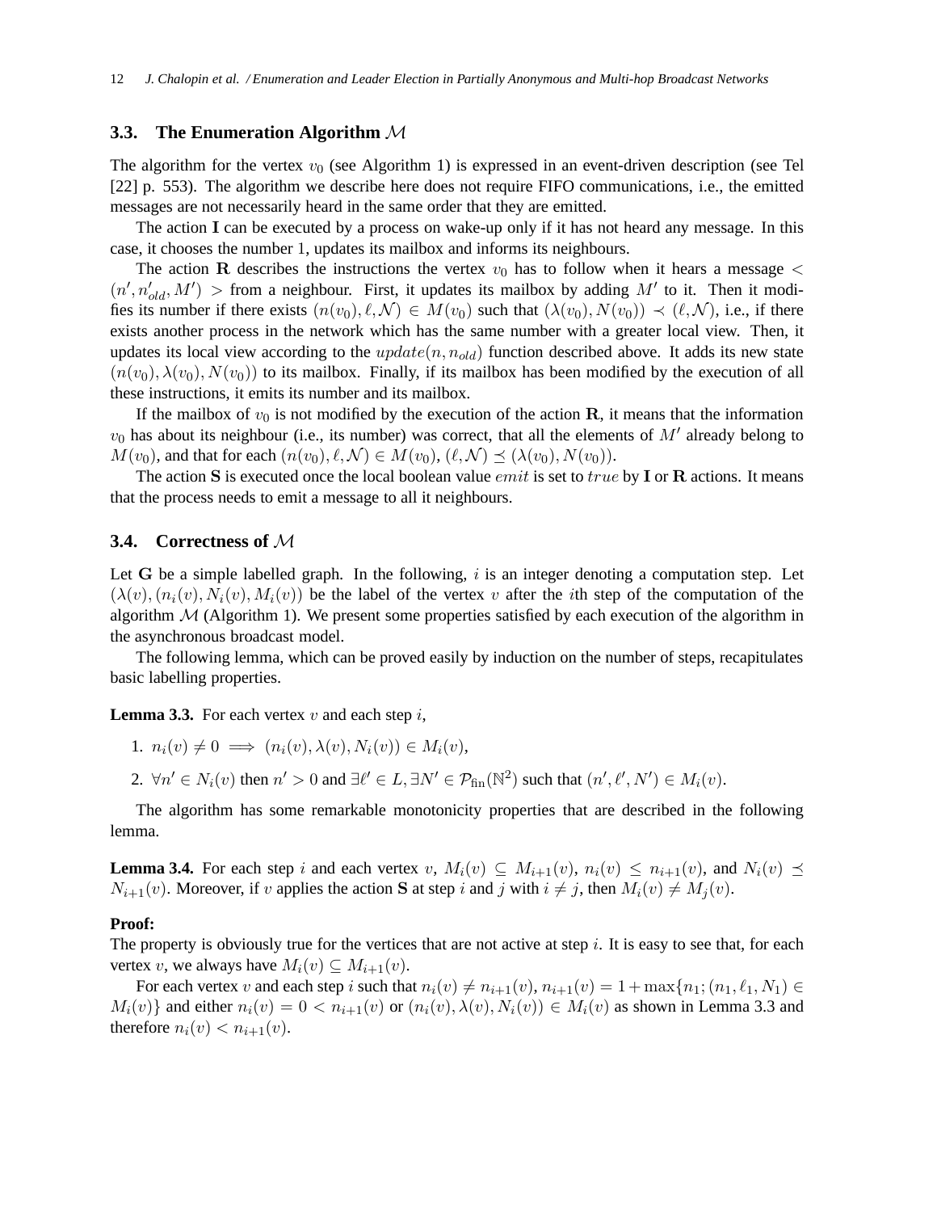### 3.3. The Enumeration Algorithm $\mathcal{M}$

The algorithm for the vertex $v_0$ (see Algorithm 1) is expressed in an event-driven description (see Tel [22] p. 553). The algorithm we describe here does not require FIFO communications, i.e., the emitted messages are not necessarily heard in the same order that they are emitted.

The action **I** can be executed by a process on wake-up only if it has not heard any message. In this case, it chooses the number 1, updates its mailbox and informs its neighbours.

The action **R** describes the instructions the vertex $v_0$ has to follow when it hears a message $< (n', n'_{old}, M') >$ from a neighbour. First, it updates its mailbox by adding $M'$ to it. Then it modifies its number if there exists $(n(v_0), \ell, \mathcal{N}) \in M(v_0)$ such that $(\lambda(v_0), N(v_0)) \prec (\ell, \mathcal{N})$, i.e., if there exists another process in the network which has the same number with a greater local view. Then, it updates its local view according to the $update(n, n_{old})$ function described above. It adds its new state $(n(v_0), \lambda(v_0), N(v_0))$ to its mailbox. Finally, if its mailbox has been modified by the execution of all these instructions, it emits its number and its mailbox.

If the mailbox of $v_0$ is not modified by the execution of the action **R**, it means that the information $v_0$ has about its neighbour (i.e., its number) was correct, that all the elements of $M'$ already belong to $M(v_0)$, and that for each $(n(v_0), \ell, \mathcal{N}) \in M(v_0)$, $(\ell, \mathcal{N}) \preceq (\lambda(v_0), N(v_0))$.

The action **S** is executed once the local boolean value $emit$ is set to $true$ by **I** or **R** actions. It means that the process needs to emit a message to all it neighbours.

### 3.4. Correctness of $\mathcal{M}$

Let $\mathbf{G}$ be a simple labelled graph. In the following, $i$ is an integer denoting a computation step. Let $(\lambda(v), (n_i(v), N_i(v), M_i(v))$ be the label of the vertex $v$ after the $i$th step of the computation of the algorithm $\mathcal{M}$ (Algorithm 1). We present some properties satisfied by each execution of the algorithm in the asynchronous broadcast model.

The following lemma, which can be proved easily by induction on the number of steps, recapitulates basic labelling properties.

**Lemma 3.3.** For each vertex $v$ and each step $i$,

1. $n_i(v) \neq 0 \implies (n_i(v), \lambda(v), N_i(v)) \in M_i(v)$,
2. $\forall n' \in N_i(v)$ then $n' > 0$ and $\exists \ell' \in L, \exists N' \in \mathcal{P}_{\text{fin}}(\mathbb{N}^2)$ such that $(n', \ell', N') \in M_i(v)$.

The algorithm has some remarkable monotonicity properties that are described in the following lemma.

**Lemma 3.4.** For each step $i$ and each vertex $v$, $M_i(v) \subseteq M_{i+1}(v)$, $n_i(v) \leq n_{i+1}(v)$, and $N_i(v) \preceq N_{i+1}(v)$. Moreover, if $v$ applies the action **S** at step $i$ and $j$ with $i \neq j$, then $M_i(v) \neq M_j(v)$.

**Proof:**
The property is obviously true for the vertices that are not active at step $i$. It is easy to see that, for each vertex $v$, we always have $M_i(v) \subseteq M_{i+1}(v)$.

For each vertex $v$ and each step $i$ such that $n_i(v) \neq n_{i+1}(v)$, $n_{i+1}(v) = 1 + \max\{n_1; (n_1, \ell_1, N_1) \in M_i(v)\}$ and either $n_i(v) = 0 < n_{i+1}(v)$ or $(n_i(v), \lambda(v), N_i(v)) \in M_i(v)$ as shown in Lemma 3.3 and therefore $n_i(v) < n_{i+1}(v)$.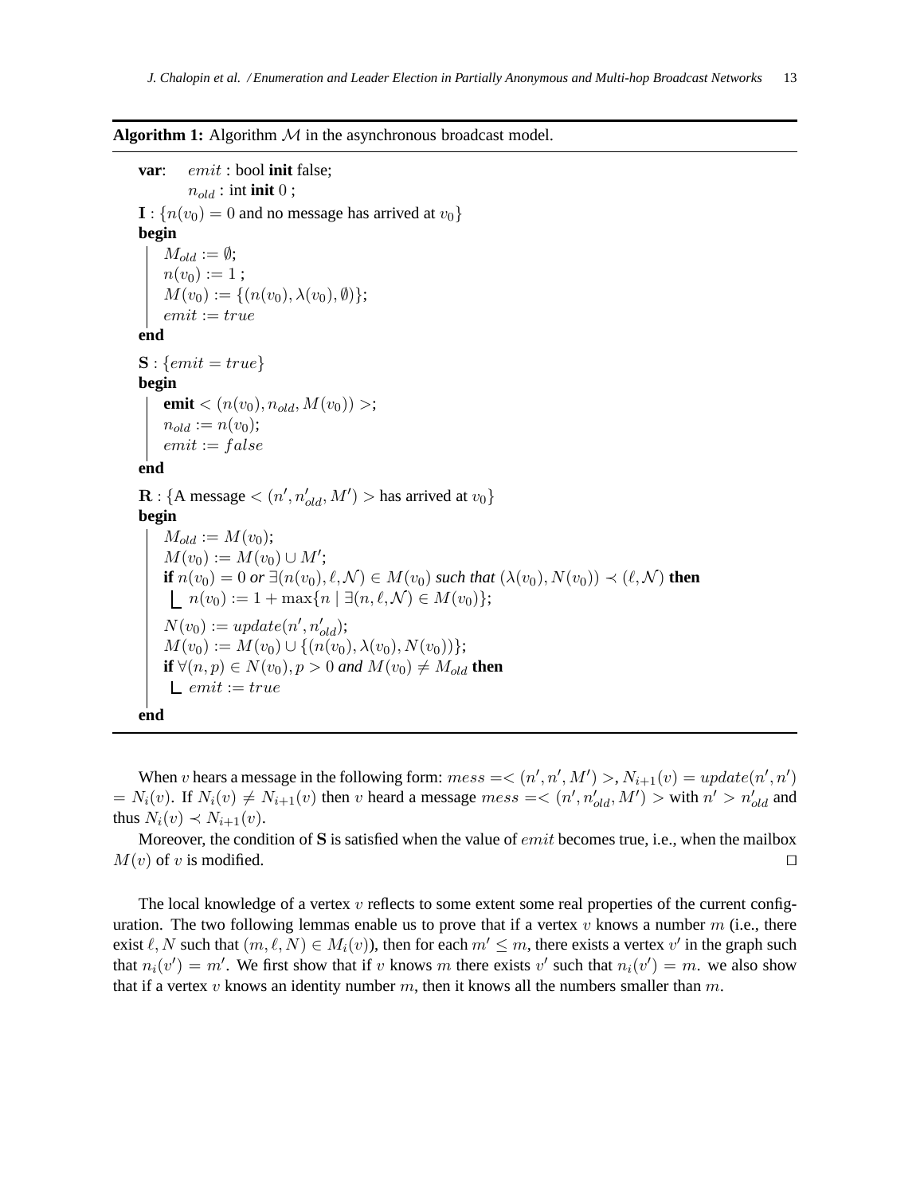**Algorithm 1:** Algorithm $\mathcal{M}$ in the asynchronous broadcast model.

```
var:  emit : bool init false;
      n_old : int init 0 ;
I : {n(v0) = 0 and no message has arrived at v0}
begin
    M_old := ∅;
    n(v0) := 1 ;
    M(v0) := {(n(v0), λ(v0), ∅)};
    emit := true
end
S : {emit = true}
begin
    emit < (n(v0), n_old, M(v0)) >;
    n_old := n(v0);
    emit := false
end
R : {A message < (n', n'_old, M') > has arrived at v0}
begin
    M_old := M(v0);
    M(v0) := M(v0) ∪ M';
    if n(v0) = 0 or ∃(n(v0), ℓ, 𝒩) ∈ M(v0) such that (λ(v0), N(v0)) ≺ (ℓ, 𝒩) then
        n(v0) := 1 + max{n | ∃(n, ℓ, 𝒩) ∈ M(v0)};
    N(v0) := update(n', n'_old);
    M(v0) := M(v0) ∪ {(n(v0), λ(v0), N(v0))};
    if ∀(n, p) ∈ N(v0), p > 0 and M(v0) ≠ M_old then
        emit := true
end
```

When $v$ hears a message in the following form: $mess =< (n', n', M') >$, $N_{i+1}(v) = update(n', n') = N_i(v)$. If $N_i(v) \neq N_{i+1}(v)$ then $v$ heard a message $mess =< (n', n'_{old}, M') >$ with $n' > n'_{old}$ and thus $N_i(v) \prec N_{i+1}(v)$.

Moreover, the condition of **S** is satisfied when the value of $emit$ becomes true, i.e., when the mailbox $M(v)$ of $v$ is modified. $\square$

The local knowledge of a vertex $v$ reflects to some extent some real properties of the current configuration. The two following lemmas enable us to prove that if a vertex $v$ knows a number $m$ (i.e., there exist $\ell, N$ such that $(m, \ell, N) \in M_i(v)$), then for each $m' \leq m$, there exists a vertex $v'$ in the graph such that $n_i(v') = m'$. We first show that if $v$ knows $m$ there exists $v'$ such that $n_i(v') = m$. we also show that if a vertex $v$ knows an identity number $m$, then it knows all the numbers smaller than $m$.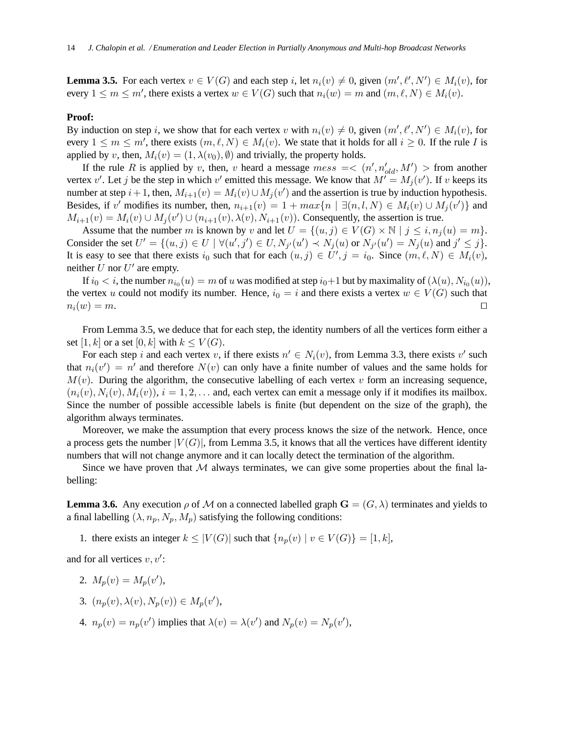**Lemma 3.5.** For each vertex $v \in V(G)$ and each step $i$, let $n_i(v) \neq 0$, given $(m', \ell', N') \in M_i(v)$, for every $1 \leq m \leq m'$, there exists a vertex $w \in V(G)$ such that $n_i(w) = m$ and $(m, \ell, N) \in M_i(v)$.

**Proof:**
By induction on step $i$, we show that for each vertex $v$ with $n_i(v) \neq 0$, given $(m', \ell', N') \in M_i(v)$, for every $1 \leq m \leq m'$, there exists $(m, \ell, N) \in M_i(v)$. We state that it holds for all $i \geq 0$. If the rule $I$ is applied by $v$, then, $M_i(v) = (1, \lambda(v_0), \emptyset)$ and trivially, the property holds.

If the rule $R$ is applied by $v$, then, $v$ heard a message $mess = < (n', n'_{old}, M') >$ from another vertex $v'$. Let $j$ be the step in which $v'$ emitted this message. We know that $M' = M_j(v')$. If $v$ keeps its number at step $i+1$, then, $M_{i+1}(v) = M_i(v) \cup M_j(v')$ and the assertion is true by induction hypothesis. Besides, if $v'$ modifies its number, then, $n_{i+1}(v) = 1 + max\{n \mid \exists (n, l, N) \in M_i(v) \cup M_j(v')\}$ and $M_{i+1}(v) = M_i(v) \cup M_j(v') \cup (n_{i+1}(v), \lambda(v), N_{i+1}(v))$. Consequently, the assertion is true.

Assume that the number $m$ is known by $v$ and let $U = \{(u, j) \in V(G) \times \mathbb{N} \mid j \leq i, n_j(u) = m\}$. Consider the set $U' = \{(u, j) \in U \mid \forall (u', j') \in U, N_{j'}(u') \prec N_j(u) \text{ or } N_{j'}(u') = N_j(u) \text{ and } j' \leq j\}$. It is easy to see that there exists $i_0$ such that for each $(u, j) \in U', j = i_0$. Since $(m, \ell, N) \in M_i(v)$, neither $U$ nor $U'$ are empty.

If $i_0 < i$, the number $n_{i_0}(u) = m$ of $u$ was modified at step $i_0+1$ but by maximality of $(\lambda(u), N_{i_0}(u))$, the vertex $u$ could not modify its number. Hence, $i_0 = i$ and there exists a vertex $w \in V(G)$ such that $n_i(w) = m$. $\square$

From Lemma 3.5, we deduce that for each step, the identity numbers of all the vertices form either a set $[1, k]$ or a set $[0, k]$ with $k \leq V(G)$.

For each step $i$ and each vertex $v$, if there exists $n' \in N_i(v)$, from Lemma 3.3, there exists $v'$ such that $n_i(v') = n'$ and therefore $N(v)$ can only have a finite number of values and the same holds for $M(v)$. During the algorithm, the consecutive labelling of each vertex $v$ form an increasing sequence, $(n_i(v), N_i(v), M_i(v))$, $i = 1, 2, \ldots$ and, each vertex can emit a message only if it modifies its mailbox. Since the number of possible accessible labels is finite (but dependent on the size of the graph), the algorithm always terminates.

Moreover, we make the assumption that every process knows the size of the network. Hence, once a process gets the number $|V(G)|$, from Lemma 3.5, it knows that all the vertices have different identity numbers that will not change anymore and it can locally detect the termination of the algorithm.

Since we have proven that $\mathcal{M}$ always terminates, we can give some properties about the final labelling:

**Lemma 3.6.** Any execution $\rho$ of $\mathcal{M}$ on a connected labelled graph $\mathbf{G} = (G, \lambda)$ terminates and yields to a final labelling $(\lambda, n_p, N_p, M_p)$ satisfying the following conditions:

1. there exists an integer $k \leq |V(G)|$ such that $\{n_p(v) \mid v \in V(G)\} = [1, k]$,

and for all vertices $v, v'$:

2. $M_p(v) = M_p(v')$,
3. $(n_p(v), \lambda(v), N_p(v)) \in M_p(v')$,
4. $n_p(v) = n_p(v')$ implies that $\lambda(v) = \lambda(v')$ and $N_p(v) = N_p(v')$,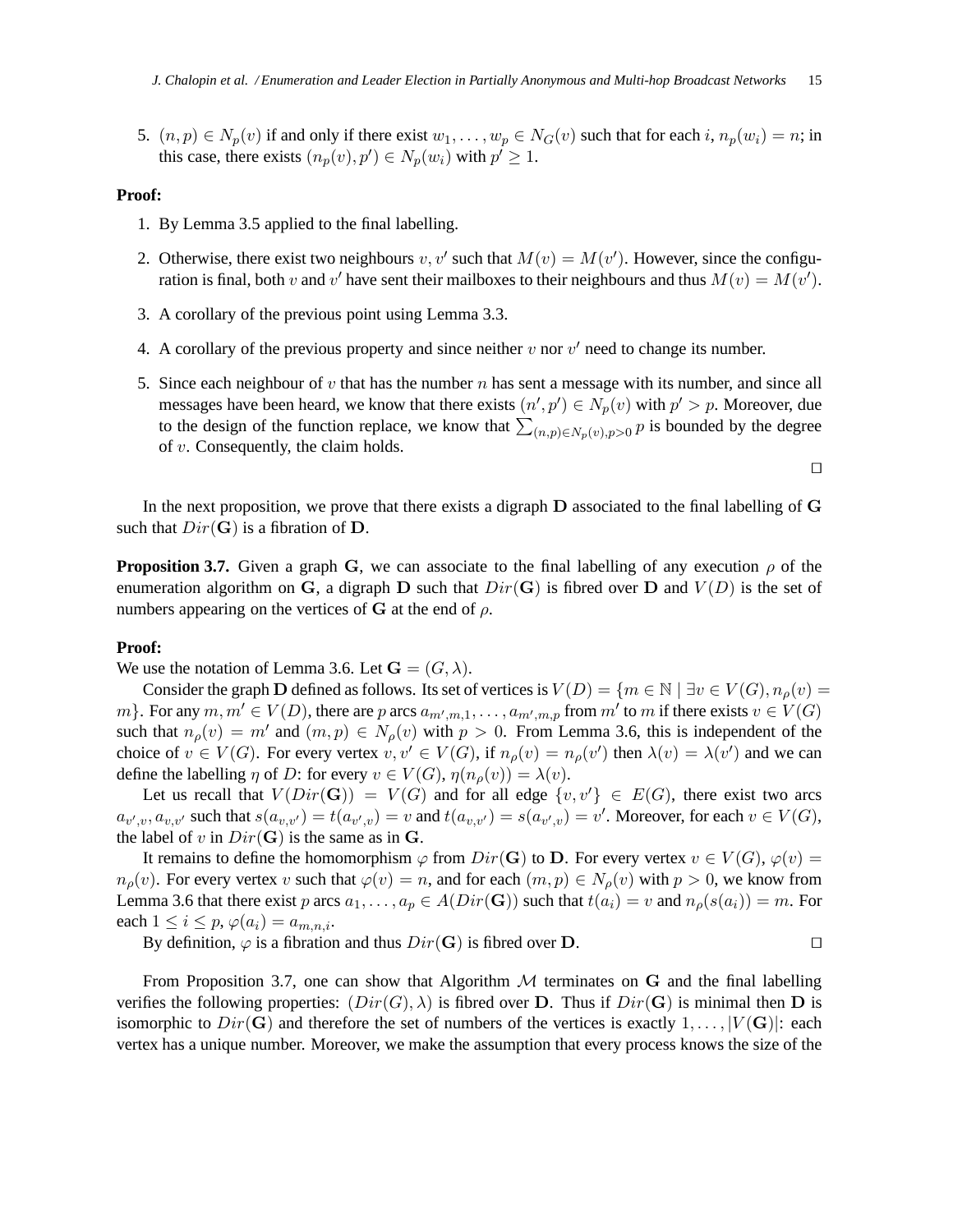5. $(n, p) \in N_p(v)$ if and only if there exist $w_1, \ldots, w_p \in N_G(v)$ such that for each $i$, $n_p(w_i) = n$; in this case, there exists $(n_p(v), p') \in N_p(w_i)$ with $p' \geq 1$.

**Proof:**

1. By Lemma 3.5 applied to the final labelling.
2. Otherwise, there exist two neighbours $v, v'$ such that $M(v) = M(v')$. However, since the configuration is final, both $v$ and $v'$ have sent their mailboxes to their neighbours and thus $M(v) = M(v')$.
3. A corollary of the previous point using Lemma 3.3.
4. A corollary of the previous property and since neither $v$ nor $v'$ need to change its number.
5. Since each neighbour of $v$ that has the number $n$ has sent a message with its number, and since all messages have been heard, we know that there exists $(n', p') \in N_p(v)$ with $p' > p$. Moreover, due to the design of the function replace, we know that $\sum_{(n,p) \in N_p(v), p>0} p$ is bounded by the degree of $v$. Consequently, the claim holds.

$\square$

In the next proposition, we prove that there exists a digraph $\mathbf{D}$ associated to the final labelling of $\mathbf{G}$ such that $Dir(\mathbf{G})$ is a fibration of $\mathbf{D}$.

**Proposition 3.7.** Given a graph $\mathbf{G}$, we can associate to the final labelling of any execution $\rho$ of the enumeration algorithm on $\mathbf{G}$, a digraph $\mathbf{D}$ such that $Dir(\mathbf{G})$ is fibred over $\mathbf{D}$ and $V(D)$ is the set of numbers appearing on the vertices of $\mathbf{G}$ at the end of $\rho$.

**Proof:**
We use the notation of Lemma 3.6. Let $\mathbf{G} = (G, \lambda)$.

Consider the graph $\mathbf{D}$ defined as follows. Its set of vertices is $V(D) = \{m \in \mathbb{N} \mid \exists v \in V(G), n_\rho(v) = m\}$. For any $m, m' \in V(D)$, there are $p$ arcs $a_{m',m,1}, \ldots, a_{m',m,p}$ from $m'$ to $m$ if there exists $v \in V(G)$ such that $n_\rho(v) = m'$ and $(m, p) \in N_\rho(v)$ with $p > 0$. From Lemma 3.6, this is independent of the choice of $v \in V(G)$. For every vertex $v, v' \in V(G)$, if $n_\rho(v) = n_\rho(v')$ then $\lambda(v) = \lambda(v')$ and we can define the labelling $\eta$ of $D$: for every $v \in V(G)$, $\eta(n_\rho(v)) = \lambda(v)$.

Let us recall that $V(Dir(\mathbf{G})) = V(G)$ and for all edge $\{v, v'\} \in E(G)$, there exist two arcs $a_{v',v}, a_{v,v'}$ such that $s(a_{v,v'}) = t(a_{v',v}) = v$ and $t(a_{v,v'}) = s(a_{v',v}) = v'$. Moreover, for each $v \in V(G)$, the label of $v$ in $Dir(\mathbf{G})$ is the same as in $\mathbf{G}$.

It remains to define the homomorphism $\varphi$ from $Dir(\mathbf{G})$ to $\mathbf{D}$. For every vertex $v \in V(G)$, $\varphi(v) = n_\rho(v)$. For every vertex $v$ such that $\varphi(v) = n$, and for each $(m, p) \in N_\rho(v)$ with $p > 0$, we know from Lemma 3.6 that there exist $p$ arcs $a_1, \ldots, a_p \in A(Dir(\mathbf{G}))$ such that $t(a_i) = v$ and $n_\rho(s(a_i)) = m$. For each $1 \leq i \leq p$, $\varphi(a_i) = a_{m,n,i}$.

By definition, $\varphi$ is a fibration and thus $Dir(\mathbf{G})$ is fibred over $\mathbf{D}$. $\square$

From Proposition 3.7, one can show that Algorithm $\mathcal{M}$ terminates on $\mathbf{G}$ and the final labelling verifies the following properties: $(Dir(G), \lambda)$ is fibred over $\mathbf{D}$. Thus if $Dir(\mathbf{G})$ is minimal then $\mathbf{D}$ is isomorphic to $Dir(\mathbf{G})$ and therefore the set of numbers of the vertices is exactly $1, \ldots, |V(\mathbf{G})|$: each vertex has a unique number. Moreover, we make the assumption that every process knows the size of the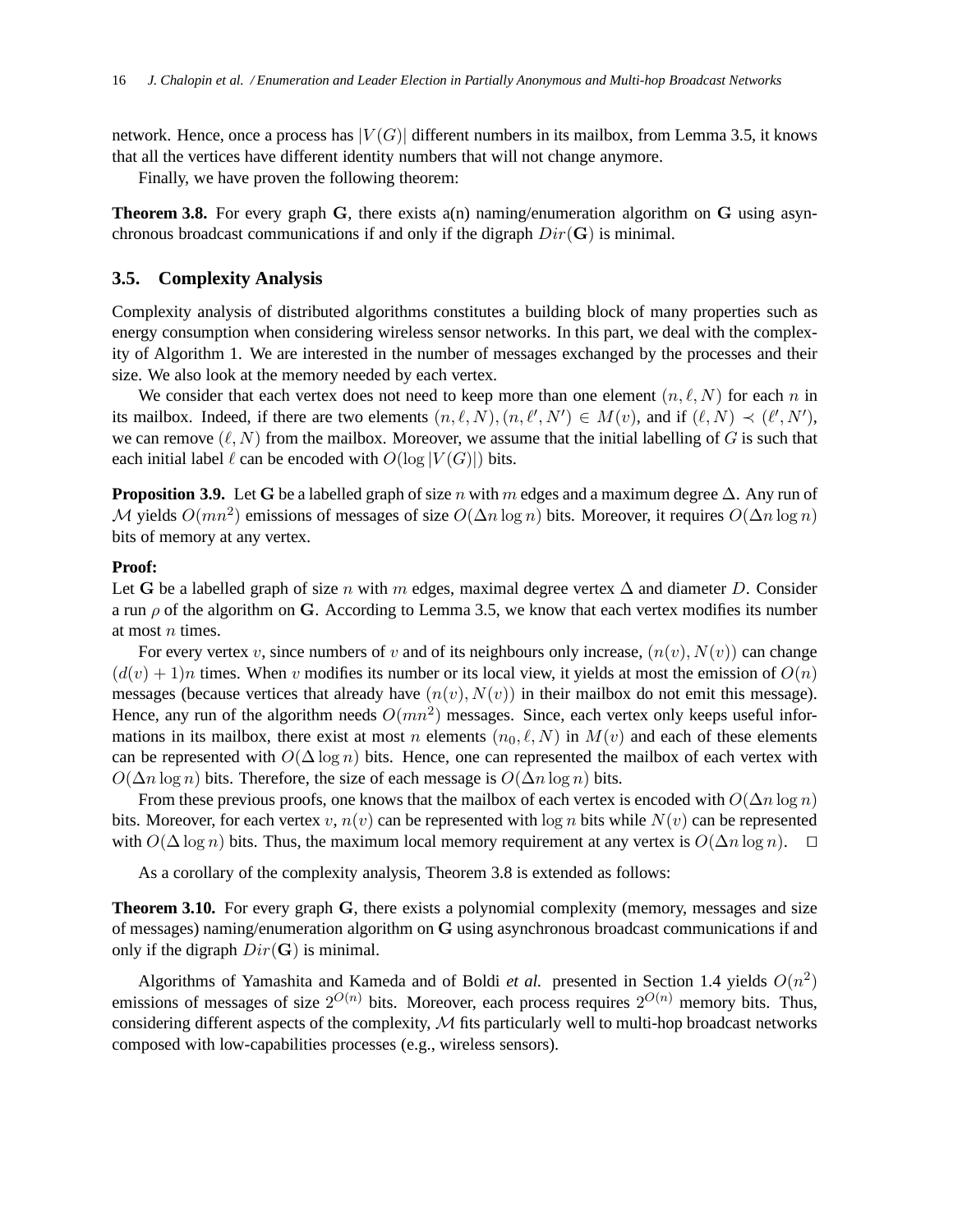network. Hence, once a process has $|V(G)|$ different numbers in its mailbox, from Lemma 3.5, it knows that all the vertices have different identity numbers that will not change anymore.

Finally, we have proven the following theorem:

**Theorem 3.8.** For every graph $\mathbf{G}$, there exists a(n) naming/enumeration algorithm on $\mathbf{G}$ using asynchronous broadcast communications if and only if the digraph $Dir(\mathbf{G})$ is minimal.

### 3.5. Complexity Analysis

Complexity analysis of distributed algorithms constitutes a building block of many properties such as energy consumption when considering wireless sensor networks. In this part, we deal with the complexity of Algorithm 1. We are interested in the number of messages exchanged by the processes and their size. We also look at the memory needed by each vertex.

We consider that each vertex does not need to keep more than one element $(n, \ell, N)$ for each $n$ in its mailbox. Indeed, if there are two elements $(n, \ell, N), (n, \ell', N') \in M(v)$, and if $(\ell, N) \prec (\ell', N')$, we can remove $(\ell, N)$ from the mailbox. Moreover, we assume that the initial labelling of $G$ is such that each initial label $\ell$ can be encoded with $O(\log |V(G)|)$ bits.

**Proposition 3.9.** Let $\mathbf{G}$ be a labelled graph of size $n$ with $m$ edges and a maximum degree $\Delta$. Any run of $\mathcal{M}$ yields $O(mn^2)$ emissions of messages of size $O(\Delta n \log n)$ bits. Moreover, it requires $O(\Delta n \log n)$ bits of memory at any vertex.

**Proof:**
Let $\mathbf{G}$ be a labelled graph of size $n$ with $m$ edges, maximal degree vertex $\Delta$ and diameter $D$. Consider a run $\rho$ of the algorithm on $\mathbf{G}$. According to Lemma 3.5, we know that each vertex modifies its number at most $n$ times.

For every vertex $v$, since numbers of $v$ and of its neighbours only increase, $(n(v), N(v))$ can change $(d(v) + 1)n$ times. When $v$ modifies its number or its local view, it yields at most the emission of $O(n)$ messages (because vertices that already have $(n(v), N(v))$ in their mailbox do not emit this message). Hence, any run of the algorithm needs $O(mn^2)$ messages. Since, each vertex only keeps useful informations in its mailbox, there exist at most $n$ elements $(n_0, \ell, N)$ in $M(v)$ and each of these elements can be represented with $O(\Delta \log n)$ bits. Hence, one can represented the mailbox of each vertex with $O(\Delta n \log n)$ bits. Therefore, the size of each message is $O(\Delta n \log n)$ bits.

From these previous proofs, one knows that the mailbox of each vertex is encoded with $O(\Delta n \log n)$ bits. Moreover, for each vertex $v$, $n(v)$ can be represented with $\log n$ bits while $N(v)$ can be represented with $O(\Delta \log n)$ bits. Thus, the maximum local memory requirement at any vertex is $O(\Delta n \log n)$. $\square$

As a corollary of the complexity analysis, Theorem 3.8 is extended as follows:

**Theorem 3.10.** For every graph $\mathbf{G}$, there exists a polynomial complexity (memory, messages and size of messages) naming/enumeration algorithm on $\mathbf{G}$ using asynchronous broadcast communications if and only if the digraph $Dir(\mathbf{G})$ is minimal.

Algorithms of Yamashita and Kameda and of Boldi *et al.* presented in Section 1.4 yields $O(n^2)$ emissions of messages of size $2^{O(n)}$ bits. Moreover, each process requires $2^{O(n)}$ memory bits. Thus, considering different aspects of the complexity, $\mathcal{M}$ fits particularly well to multi-hop broadcast networks composed with low-capabilities processes (e.g., wireless sensors).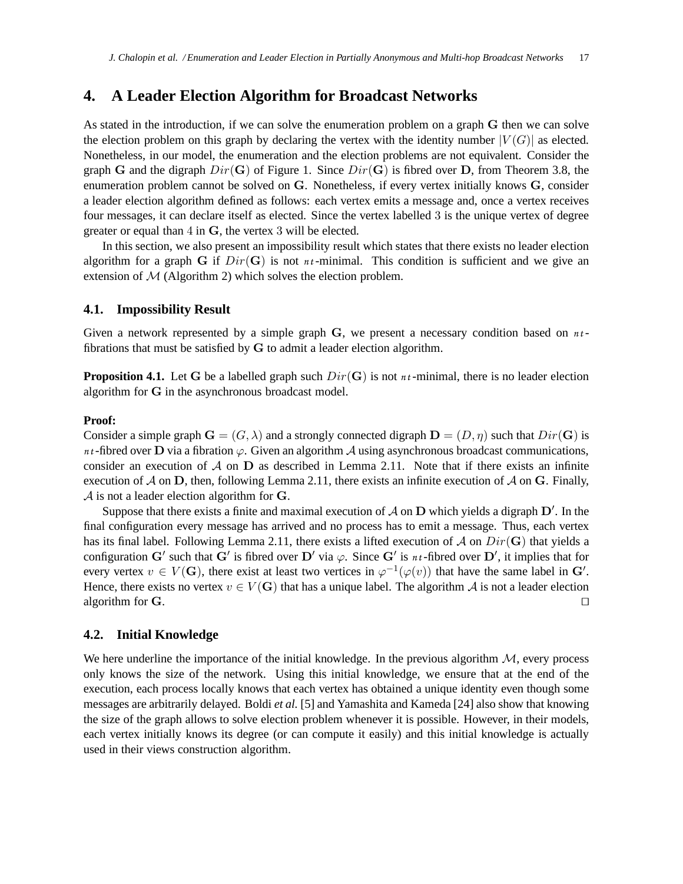# 4. A Leader Election Algorithm for Broadcast Networks

As stated in the introduction, if we can solve the enumeration problem on a graph $\mathbf{G}$ then we can solve the election problem on this graph by declaring the vertex with the identity number $|V(G)|$ as elected. Nonetheless, in our model, the enumeration and the election problems are not equivalent. Consider the graph $\mathbf{G}$ and the digraph $Dir(\mathbf{G})$ of Figure 1. Since $Dir(\mathbf{G})$ is fibred over $\mathbf{D}$, from Theorem 3.8, the enumeration problem cannot be solved on $\mathbf{G}$. Nonetheless, if every vertex initially knows $\mathbf{G}$, consider a leader election algorithm defined as follows: each vertex emits a message and, once a vertex receives four messages, it can declare itself as elected. Since the vertex labelled 3 is the unique vertex of degree greater or equal than 4 in $\mathbf{G}$, the vertex 3 will be elected.

In this section, we also present an impossibility result which states that there exists no leader election algorithm for a graph $\mathbf{G}$ if $Dir(\mathbf{G})$ is not $nt$-minimal. This condition is sufficient and we give an extension of $\mathcal{M}$ (Algorithm 2) which solves the election problem.

## 4.1. Impossibility Result

Given a network represented by a simple graph $\mathbf{G}$, we present a necessary condition based on $nt$-fibrations that must be satisfied by $\mathbf{G}$ to admit a leader election algorithm.

**Proposition 4.1.** Let $\mathbf{G}$ be a labelled graph such $Dir(\mathbf{G})$ is not $nt$-minimal, there is no leader election algorithm for $\mathbf{G}$ in the asynchronous broadcast model.

**Proof:**
Consider a simple graph $\mathbf{G} = (G, \lambda)$ and a strongly connected digraph $\mathbf{D} = (D, \eta)$ such that $Dir(\mathbf{G})$ is $nt$-fibred over $\mathbf{D}$ via a fibration $\varphi$. Given an algorithm $\mathcal{A}$ using asynchronous broadcast communications, consider an execution of $\mathcal{A}$ on $\mathbf{D}$ as described in Lemma 2.11. Note that if there exists an infinite execution of $\mathcal{A}$ on $\mathbf{D}$, then, following Lemma 2.11, there exists an infinite execution of $\mathcal{A}$ on $\mathbf{G}$. Finally, $\mathcal{A}$ is not a leader election algorithm for $\mathbf{G}$.

Suppose that there exists a finite and maximal execution of $\mathcal{A}$ on $\mathbf{D}$ which yields a digraph $\mathbf{D}'$. In the final configuration every message has arrived and no process has to emit a message. Thus, each vertex has its final label. Following Lemma 2.11, there exists a lifted execution of $\mathcal{A}$ on $Dir(\mathbf{G})$ that yields a configuration $\mathbf{G}'$ such that $\mathbf{G}'$ is fibred over $\mathbf{D}'$ via $\varphi$. Since $\mathbf{G}'$ is $nt$-fibred over $\mathbf{D}'$, it implies that for every vertex $v \in V(\mathbf{G})$, there exist at least two vertices in $\varphi^{-1}(\varphi(v))$ that have the same label in $\mathbf{G}'$. Hence, there exists no vertex $v \in V(\mathbf{G})$ that has a unique label. The algorithm $\mathcal{A}$ is not a leader election algorithm for $\mathbf{G}$. $\square$

## 4.2. Initial Knowledge

We here underline the importance of the initial knowledge. In the previous algorithm $\mathcal{M}$, every process only knows the size of the network. Using this initial knowledge, we ensure that at the end of the execution, each process locally knows that each vertex has obtained a unique identity even though some messages are arbitrarily delayed. Boldi *et al.* [5] and Yamashita and Kameda [24] also show that knowing the size of the graph allows to solve election problem whenever it is possible. However, in their models, each vertex initially knows its degree (or can compute it easily) and this initial knowledge is actually used in their views construction algorithm.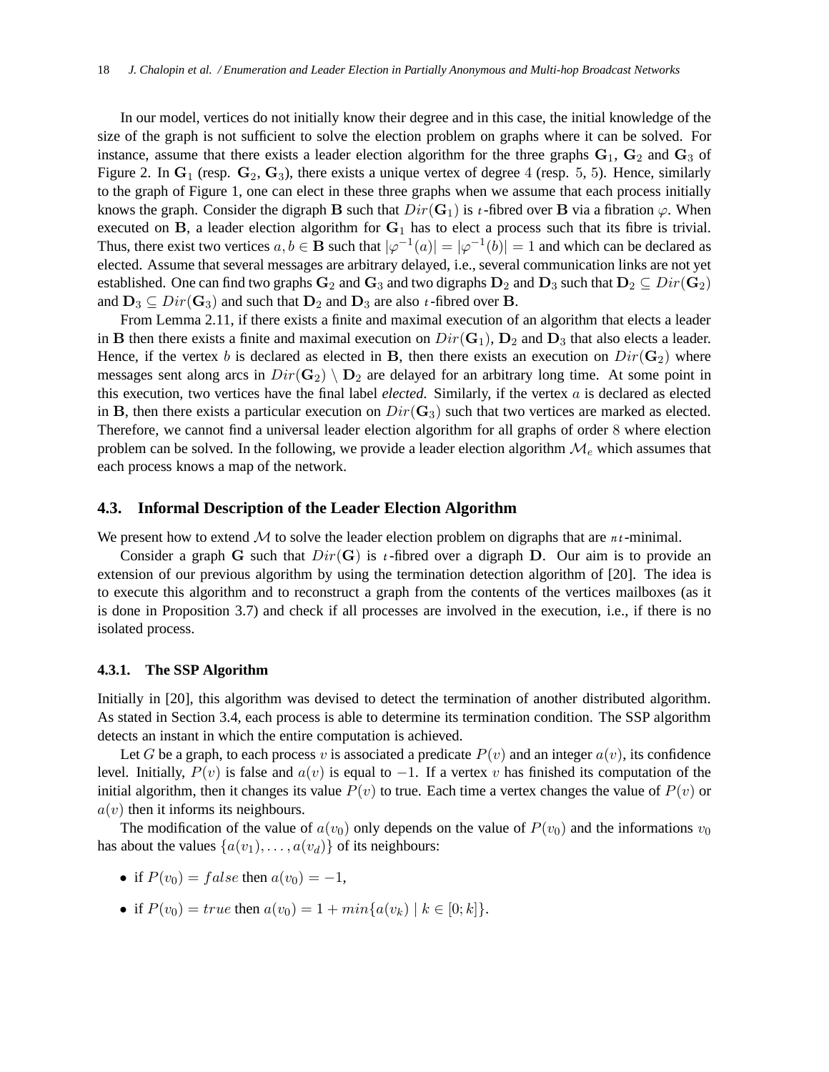In our model, vertices do not initially know their degree and in this case, the initial knowledge of the size of the graph is not sufficient to solve the election problem on graphs where it can be solved. For instance, assume that there exists a leader election algorithm for the three graphs $\mathbf{G}_1$, $\mathbf{G}_2$ and $\mathbf{G}_3$ of Figure 2. In $\mathbf{G}_1$ (resp. $\mathbf{G}_2$, $\mathbf{G}_3$), there exists a unique vertex of degree $4$ (resp. $5$, $5$). Hence, similarly to the graph of Figure 1, one can elect in these three graphs when we assume that each process initially knows the graph. Consider the digraph $\mathbf{B}$ such that $Dir(\mathbf{G}_1)$ is $\iota$-fibred over $\mathbf{B}$ via a fibration $\varphi$. When executed on $\mathbf{B}$, a leader election algorithm for $\mathbf{G}_1$ has to elect a process such that its fibre is trivial. Thus, there exist two vertices $a, b \in \mathbf{B}$ such that $|\varphi^{-1}(a)| = |\varphi^{-1}(b)| = 1$ and which can be declared as elected. Assume that several messages are arbitrary delayed, i.e., several communication links are not yet established. One can find two graphs $\mathbf{G}_2$ and $\mathbf{G}_3$ and two digraphs $\mathbf{D}_2$ and $\mathbf{D}_3$ such that $\mathbf{D}_2 \subseteq Dir(\mathbf{G}_2)$ and $\mathbf{D}_3 \subseteq Dir(\mathbf{G}_3)$ and such that $\mathbf{D}_2$ and $\mathbf{D}_3$ are also $\iota$-fibred over $\mathbf{B}$.

From Lemma 2.11, if there exists a finite and maximal execution of an algorithm that elects a leader in $\mathbf{B}$ then there exists a finite and maximal execution on $Dir(\mathbf{G}_1)$, $\mathbf{D}_2$ and $\mathbf{D}_3$ that also elects a leader. Hence, if the vertex $b$ is declared as elected in $\mathbf{B}$, then there exists an execution on $Dir(\mathbf{G}_2)$ where messages sent along arcs in $Dir(\mathbf{G}_2) \setminus \mathbf{D}_2$ are delayed for an arbitrary long time. At some point in this execution, two vertices have the final label *elected*. Similarly, if the vertex $a$ is declared as elected in $\mathbf{B}$, then there exists a particular execution on $Dir(\mathbf{G}_3)$ such that two vertices are marked as elected. Therefore, we cannot find a universal leader election algorithm for all graphs of order $8$ where election problem can be solved. In the following, we provide a leader election algorithm $\mathcal{M}_e$ which assumes that each process knows a map of the network.

### 4.3. Informal Description of the Leader Election Algorithm

We present how to extend $\mathcal{M}$ to solve the leader election problem on digraphs that are $\nu\iota$-minimal.

Consider a graph $\mathbf{G}$ such that $Dir(\mathbf{G})$ is $\iota$-fibred over a digraph $\mathbf{D}$. Our aim is to provide an extension of our previous algorithm by using the termination detection algorithm of [20]. The idea is to execute this algorithm and to reconstruct a graph from the contents of the vertices mailboxes (as it is done in Proposition 3.7) and check if all processes are involved in the execution, i.e., if there is no isolated process.

#### 4.3.1. The SSP Algorithm

Initially in [20], this algorithm was devised to detect the termination of another distributed algorithm. As stated in Section 3.4, each process is able to determine its termination condition. The SSP algorithm detects an instant in which the entire computation is achieved.

Let $G$ be a graph, to each process $v$ is associated a predicate $P(v)$ and an integer $a(v)$, its confidence level. Initially, $P(v)$ is false and $a(v)$ is equal to $-1$. If a vertex $v$ has finished its computation of the initial algorithm, then it changes its value $P(v)$ to true. Each time a vertex changes the value of $P(v)$ or $a(v)$ then it informs its neighbours.

The modification of the value of $a(v_0)$ only depends on the value of $P(v_0)$ and the informations $v_0$ has about the values $\{a(v_1), \dots, a(v_d)\}$ of its neighbours:

- if $P(v_0) = false$ then $a(v_0) = -1$,
- if $P(v_0) = true$ then $a(v_0) = 1 + min\{a(v_k) \mid k \in [0; k]\}$.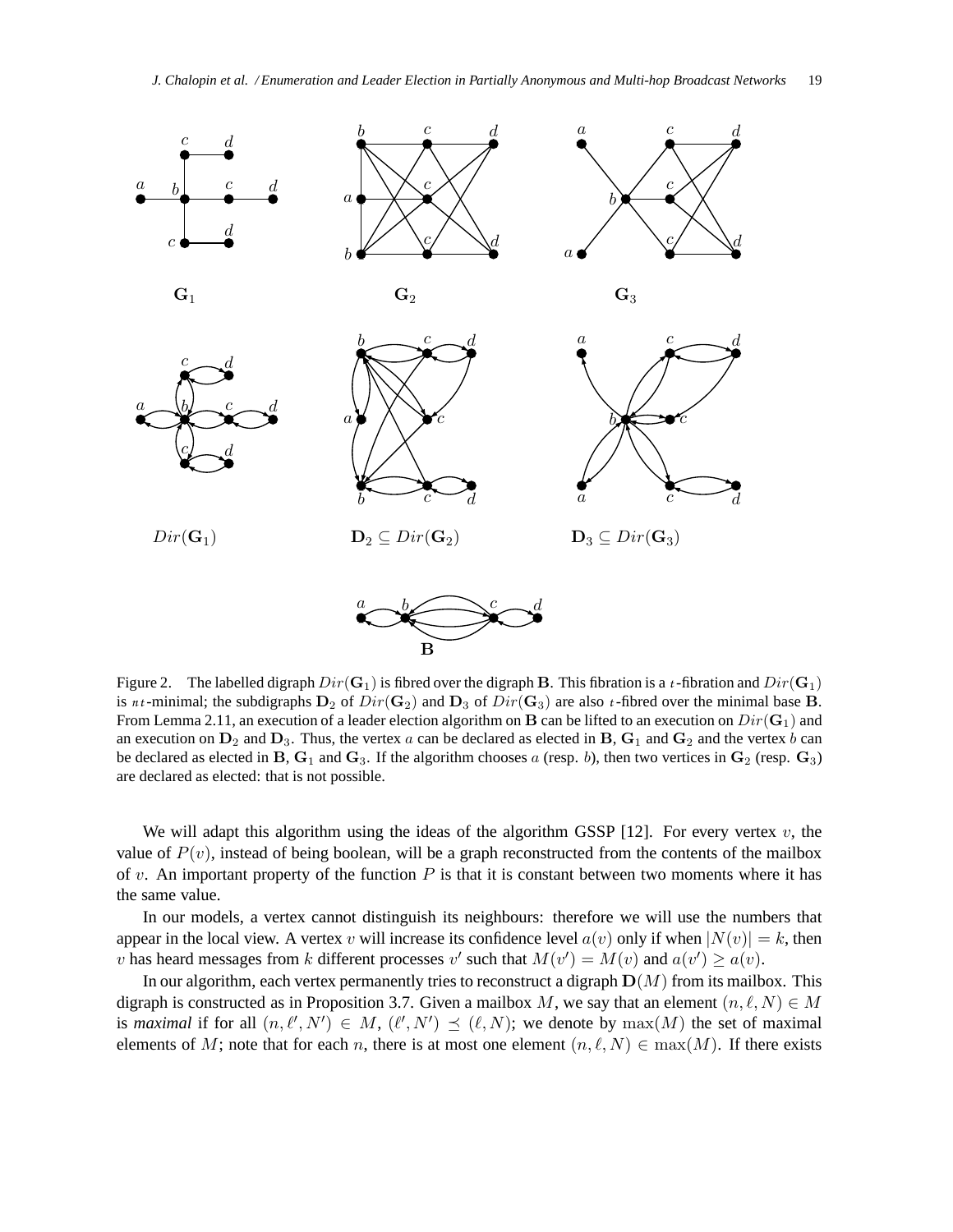Figure 2. The labelled digraph $Dir(\mathbf{G}_1)$ is fibred over the digraph $\mathbf{B}$. This fibration is a $t$-fibration and $Dir(\mathbf{G}_1)$ is $nt$-minimal; the subdigraphs $\mathbf{D}_2$ of $Dir(\mathbf{G}_2)$ and $\mathbf{D}_3$ of $Dir(\mathbf{G}_3)$ are also $t$-fibred over the minimal base $\mathbf{B}$. From Lemma 2.11, an execution of a leader election algorithm on $\mathbf{B}$ can be lifted to an execution on $Dir(\mathbf{G}_1)$ and an execution on $\mathbf{D}_2$ and $\mathbf{D}_3$. Thus, the vertex $a$ can be declared as elected in $\mathbf{B}$, $\mathbf{G}_1$ and $\mathbf{G}_2$ and the vertex $b$ can be declared as elected in $\mathbf{B}$, $\mathbf{G}_1$ and $\mathbf{G}_3$. If the algorithm chooses $a$ (resp. $b$), then two vertices in $\mathbf{G}_2$ (resp. $\mathbf{G}_3$) are declared as elected: that is not possible.

We will adapt this algorithm using the ideas of the algorithm GSSP [12]. For every vertex $v$, the value of $P(v)$, instead of being boolean, will be a graph reconstructed from the contents of the mailbox of $v$. An important property of the function $P$ is that it is constant between two moments where it has the same value.

In our models, a vertex cannot distinguish its neighbours: therefore we will use the numbers that appear in the local view. A vertex $v$ will increase its confidence level $a(v)$ only if when $|N(v)| = k$, then $v$ has heard messages from $k$ different processes $v'$ such that $M(v') = M(v)$ and $a(v') \geq a(v)$.

In our algorithm, each vertex permanently tries to reconstruct a digraph $\mathbf{D}(M)$ from its mailbox. This digraph is constructed as in Proposition 3.7. Given a mailbox $M$, we say that an element $(n, \ell, N) \in M$ is *maximal* if for all $(n, \ell', N') \in M$, $(\ell', N') \preceq (\ell, N)$; we denote by $\max(M)$ the set of maximal elements of $M$; note that for each $n$, there is at most one element $(n, \ell, N) \in \max(M)$. If there exists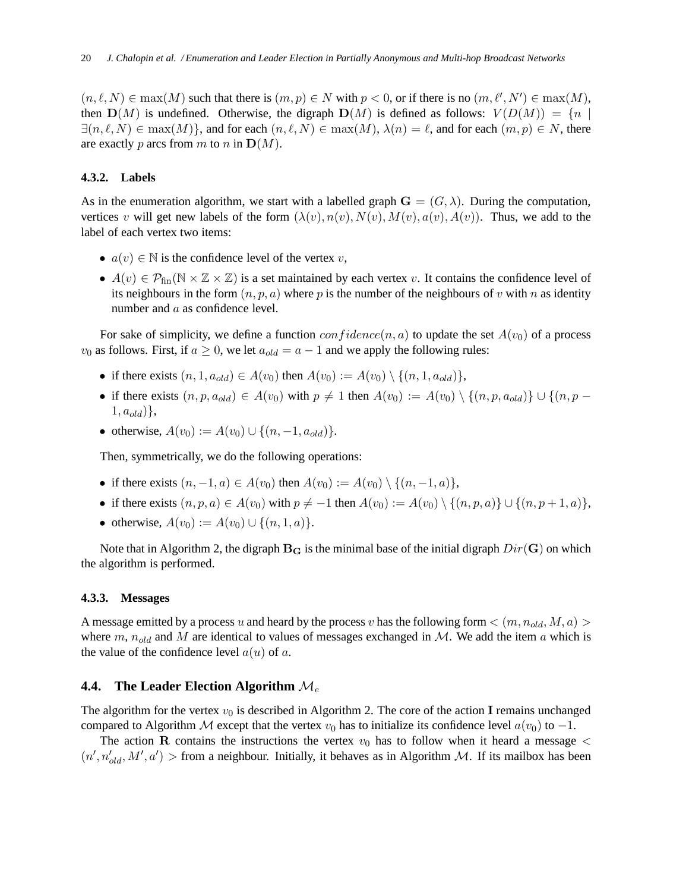$(n, \ell, N) \in \max(M)$ such that there is $(m, p) \in N$ with $p < 0$, or if there is no $(m, \ell', N') \in \max(M)$, then $\mathbf{D}(M)$ is undefined. Otherwise, the digraph $\mathbf{D}(M)$ is defined as follows: $V(D(M)) = \{n \mid \exists(n, \ell, N) \in \max(M)\}$, and for each $(n, \ell, N) \in \max(M)$, $\lambda(n) = \ell$, and for each $(m, p) \in N$, there are exactly $p$ arcs from $m$ to $n$ in $\mathbf{D}(M)$.

#### 4.3.2. Labels

As in the enumeration algorithm, we start with a labelled graph $\mathbf{G} = (G, \lambda)$. During the computation, vertices $v$ will get new labels of the form $(\lambda(v), n(v), N(v), M(v), a(v), A(v))$. Thus, we add to the label of each vertex two items:

- $a(v) \in \mathbb{N}$ is the confidence level of the vertex $v$,
- $A(v) \in \mathcal{P}_{\text{fin}}(\mathbb{N} \times \mathbb{Z} \times \mathbb{Z})$ is a set maintained by each vertex $v$. It contains the confidence level of its neighbours in the form $(n, p, a)$ where $p$ is the number of the neighbours of $v$ with $n$ as identity number and $a$ as confidence level.

For sake of simplicity, we define a function $confidence(n, a)$ to update the set $A(v_0)$ of a process $v_0$ as follows. First, if $a \geq 0$, we let $a_{old} = a - 1$ and we apply the following rules:

- if there exists $(n, 1, a_{old}) \in A(v_0)$ then $A(v_0) := A(v_0) \setminus \{(n, 1, a_{old})\}$,
- if there exists $(n, p, a_{old}) \in A(v_0)$ with $p \neq 1$ then $A(v_0) := A(v_0) \setminus \{(n, p, a_{old})\} \cup \{(n, p - 1, a_{old})\}$,
- otherwise, $A(v_0) := A(v_0) \cup \{(n, -1, a_{old})\}$.

Then, symmetrically, we do the following operations:

- if there exists $(n, -1, a) \in A(v_0)$ then $A(v_0) := A(v_0) \setminus \{(n, -1, a)\}$,
- if there exists $(n, p, a) \in A(v_0)$ with $p \neq -1$ then $A(v_0) := A(v_0) \setminus \{(n, p, a)\} \cup \{(n, p + 1, a)\}$,
- otherwise, $A(v_0) := A(v_0) \cup \{(n, 1, a)\}$.

Note that in Algorithm 2, the digraph $\mathbf{B_G}$ is the minimal base of the initial digraph $Dir(\mathbf{G})$ on which the algorithm is performed.

#### 4.3.3. Messages

A message emitted by a process $u$ and heard by the process $v$ has the following form $< (m, n_{old}, M, a) >$ where $m$, $n_{old}$ and $M$ are identical to values of messages exchanged in $\mathcal{M}$. We add the item $a$ which is the value of the confidence level $a(u)$ of $a$.

### 4.4. The Leader Election Algorithm $\mathcal{M}_e$

The algorithm for the vertex $v_0$ is described in Algorithm 2. The core of the action **I** remains unchanged compared to Algorithm $\mathcal{M}$ except that the vertex $v_0$ has to initialize its confidence level $a(v_0)$ to $-1$.

The action **R** contains the instructions the vertex $v_0$ has to follow when it heard a message $< (n', n'_{old}, M', a') >$ from a neighbour. Initially, it behaves as in Algorithm $\mathcal{M}$. If its mailbox has been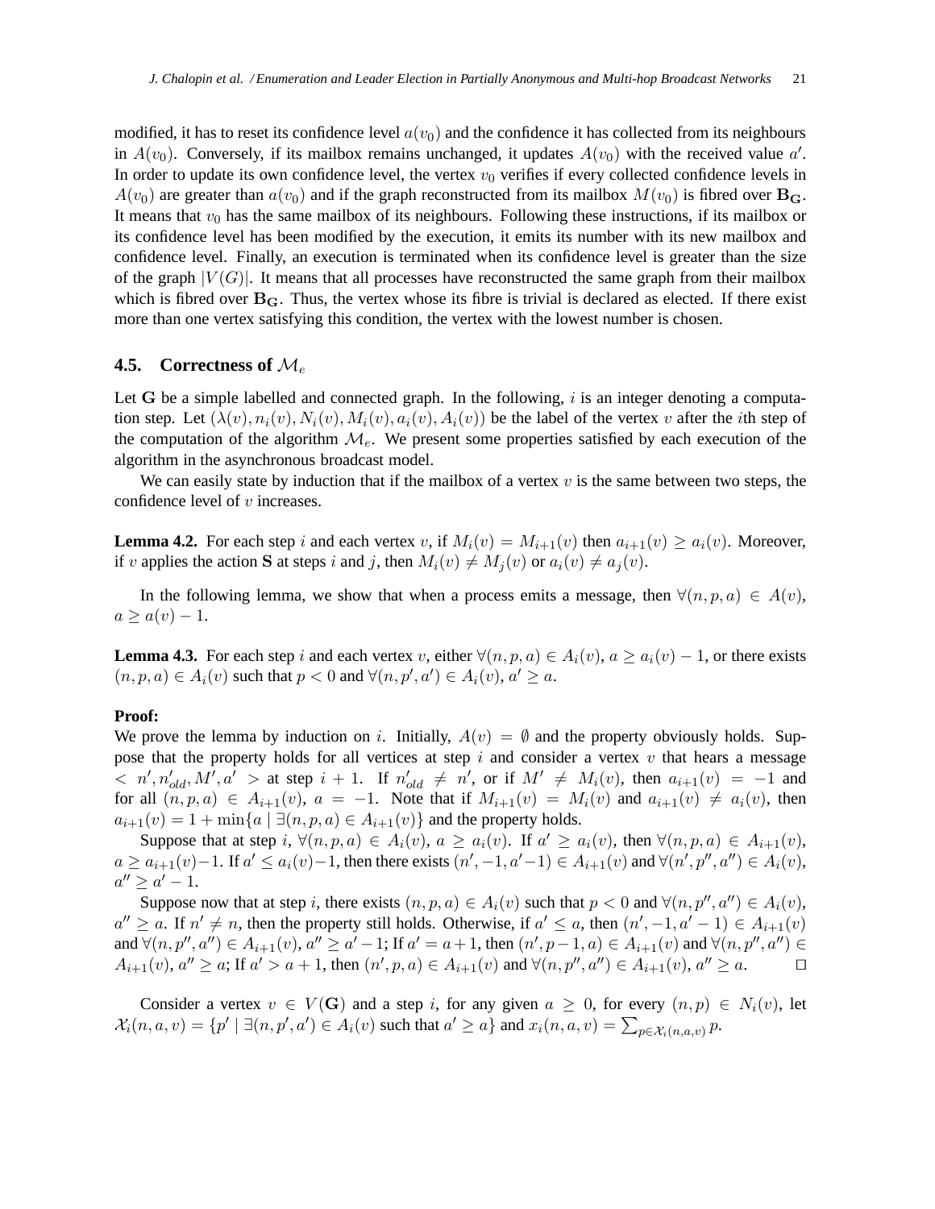modified, it has to reset its confidence level $a(v_0)$ and the confidence it has collected from its neighbours in $A(v_0)$. Conversely, if its mailbox remains unchanged, it updates $A(v_0)$ with the received value $a'$. In order to update its own confidence level, the vertex $v_0$ verifies if every collected confidence levels in $A(v_0)$ are greater than $a(v_0)$ and if the graph reconstructed from its mailbox $M(v_0)$ is fibred over $\mathbf{B_G}$. It means that $v_0$ has the same mailbox of its neighbours. Following these instructions, if its mailbox or its confidence level has been modified by the execution, it emits its number with its new mailbox and confidence level. Finally, an execution is terminated when its confidence level is greater than the size of the graph $|V(G)|$. It means that all processes have reconstructed the same graph from their mailbox which is fibred over $\mathbf{B_G}$. Thus, the vertex whose its fibre is trivial is declared as elected. If there exist more than one vertex satisfying this condition, the vertex with the lowest number is chosen.

### 4.5. Correctness of $\mathcal{M}_e$

Let $\mathbf{G}$ be a simple labelled and connected graph. In the following, $i$ is an integer denoting a computation step. Let $(\lambda(v), n_i(v), N_i(v), M_i(v), a_i(v), A_i(v))$ be the label of the vertex $v$ after the $i$th step of the computation of the algorithm $\mathcal{M}_e$. We present some properties satisfied by each execution of the algorithm in the asynchronous broadcast model.

We can easily state by induction that if the mailbox of a vertex $v$ is the same between two steps, the confidence level of $v$ increases.

**Lemma 4.2.** For each step $i$ and each vertex $v$, if $M_i(v) = M_{i+1}(v)$ then $a_{i+1}(v) \geq a_i(v)$. Moreover, if $v$ applies the action **S** at steps $i$ and $j$, then $M_i(v) \neq M_j(v)$ or $a_i(v) \neq a_j(v)$.

In the following lemma, we show that when a process emits a message, then $\forall (n, p, a) \in A(v)$, $a \geq a(v) - 1$.

**Lemma 4.3.** For each step $i$ and each vertex $v$, either $\forall (n, p, a) \in A_i(v)$, $a \geq a_i(v) - 1$, or there exists $(n, p, a) \in A_i(v)$ such that $p < 0$ and $\forall (n, p', a') \in A_i(v)$, $a' \geq a$.

**Proof:**
We prove the lemma by induction on $i$. Initially, $A(v) = \emptyset$ and the property obviously holds. Suppose that the property holds for all vertices at step $i$ and consider a vertex $v$ that hears a message $< n', n'_{old}, M', a' >$ at step $i + 1$. If $n'_{old} \neq n'$, or if $M' \neq M_i(v)$, then $a_{i+1}(v) = -1$ and for all $(n, p, a) \in A_{i+1}(v)$, $a = -1$. Note that if $M_{i+1}(v) = M_i(v)$ and $a_{i+1}(v) \neq a_i(v)$, then $a_{i+1}(v) = 1 + \min\{a \mid \exists (n, p, a) \in A_{i+1}(v)\}$ and the property holds.

Suppose that at step $i$, $\forall (n, p, a) \in A_i(v)$, $a \geq a_i(v)$. If $a' \geq a_i(v)$, then $\forall (n, p, a) \in A_{i+1}(v)$, $a \geq a_{i+1}(v) - 1$. If $a' \leq a_i(v) - 1$, then there exists $(n', -1, a'-1) \in A_{i+1}(v)$ and $\forall (n', p'', a'') \in A_i(v)$, $a'' \geq a' - 1$.

Suppose now that at step $i$, there exists $(n, p, a) \in A_i(v)$ such that $p < 0$ and $\forall (n, p'', a'') \in A_i(v)$, $a'' \geq a$. If $n' \neq n$, then the property still holds. Otherwise, if $a' \leq a$, then $(n', -1, a' - 1) \in A_{i+1}(v)$ and $\forall (n, p'', a'') \in A_{i+1}(v)$, $a'' \geq a' - 1$; If $a' = a + 1$, then $(n', p - 1, a) \in A_{i+1}(v)$ and $\forall (n, p'', a'') \in A_{i+1}(v)$, $a'' \geq a$; If $a' > a + 1$, then $(n', p, a) \in A_{i+1}(v)$ and $\forall (n, p'', a'') \in A_{i+1}(v)$, $a'' \geq a$. ⊓⊔

Consider a vertex $v \in V(\mathbf{G})$ and a step $i$, for any given $a \geq 0$, for every $(n, p) \in N_i(v)$, let $\mathcal{X}_i(n, a, v) = \{p' \mid \exists (n, p', a') \in A_i(v) \text{ such that } a' \geq a\}$ and $x_i(n, a, v) = \sum_{p \in \mathcal{X}_i(n,a,v)} p$.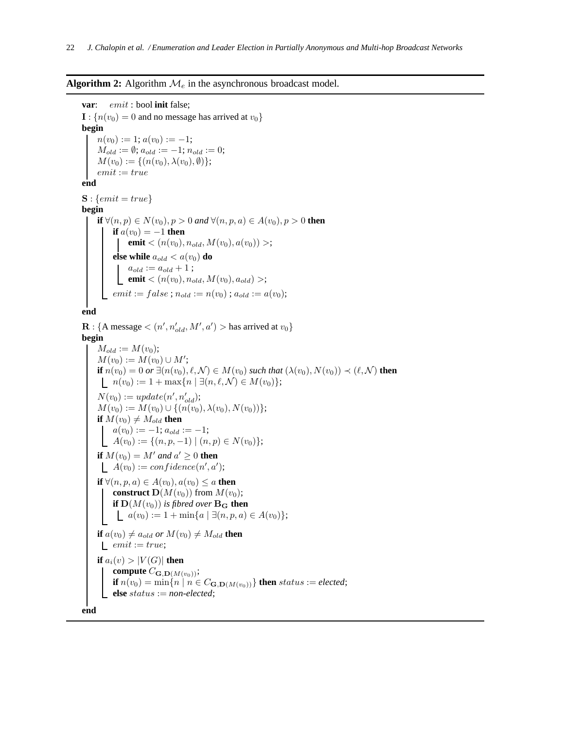**Algorithm 2:** Algorithm $\mathcal{M}_e$ in the asynchronous broadcast model.

```
var:   emit : bool init false;
I : {n(v_0) = 0 and no message has arrived at v_0}
begin
    n(v_0) := 1; a(v_0) := −1;
    M_old := ∅; a_old := −1; n_old := 0;
    M(v_0) := {(n(v_0), λ(v_0), ∅)};
    emit := true
end

S : {emit = true}
begin
    if ∀(n, p) ∈ N(v_0), p > 0 and ∀(n, p, a) ∈ A(v_0), p > 0 then
        if a(v_0) = −1 then
            emit < (n(v_0), n_old, M(v_0), a(v_0)) >;
        else while a_old < a(v_0) do
            a_old := a_old + 1 ;
            emit < (n(v_0), n_old, M(v_0), a_old) >;
        emit := false ; n_old := n(v_0) ; a_old := a(v_0);
end

R : {A message < (n', n'_old, M', a') > has arrived at v_0}
begin
    M_old := M(v_0);
    M(v_0) := M(v_0) ∪ M';
    if n(v_0) = 0 or ∃(n(v_0), ℓ, 𝒩) ∈ M(v_0) such that (λ(v_0), N(v_0)) ≺ (ℓ, 𝒩) then
        n(v_0) := 1 + max{n | ∃(n, ℓ, 𝒩) ∈ M(v_0)};
    N(v_0) := update(n', n'_old);
    M(v_0) := M(v_0) ∪ {(n(v_0), λ(v_0), N(v_0))};
    if M(v_0) ≠ M_old then
        a(v_0) := −1; a_old := −1;
        A(v_0) := {(n, p, −1) | (n, p) ∈ N(v_0)};
    if M(v_0) = M' and a' ≥ 0 then
        A(v_0) := confidence(n', a');
    if ∀(n, p, a) ∈ A(v_0), a(v_0) ≤ a then
        construct D(M(v_0)) from M(v_0);
        if D(M(v_0)) is fibred over B_G then
            a(v_0) := 1 + min{a | ∃(n, p, a) ∈ A(v_0)};
    if a(v_0) ≠ a_old or M(v_0) ≠ M_old then
        emit := true;
    if a_i(v) > |V(G)| then
        compute C_{G,D(M(v_0))};
        if n(v_0) = min{n | n ∈ C_{G,D(M(v_0))}} then status := elected;
        else status := non-elected;
end
```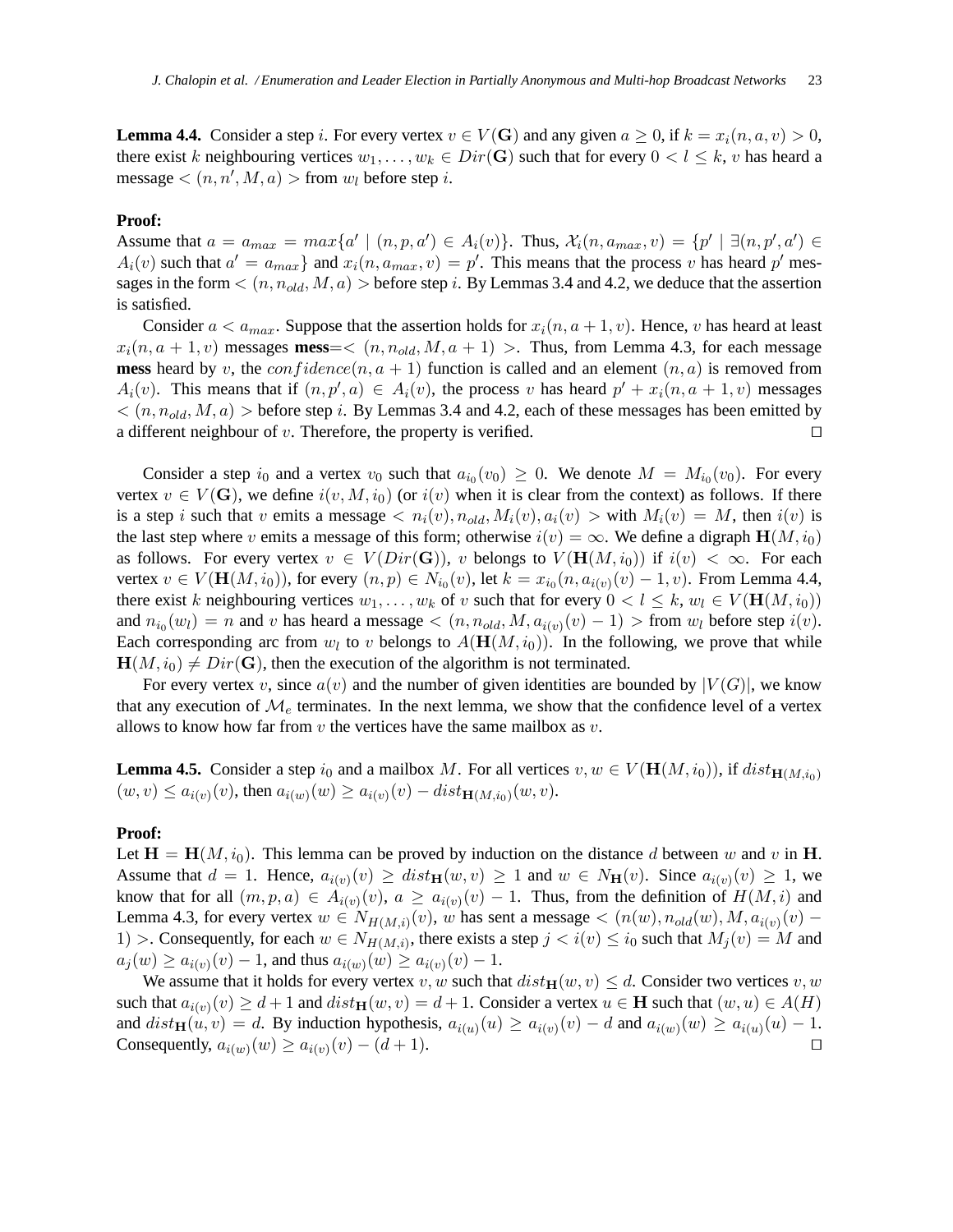**Lemma 4.4.** Consider a step $i$. For every vertex $v \in V(\mathbf{G})$ and any given $a \geq 0$, if $k = x_i(n, a, v) > 0$, there exist $k$ neighbouring vertices $w_1, \ldots, w_k \in Dir(\mathbf{G})$ such that for every $0 < l \leq k$, $v$ has heard a message $< (n, n', M, a) >$ from $w_l$ before step $i$.

**Proof:**
Assume that $a = a_{max} = max\{a' \mid (n, p, a') \in A_i(v)\}$. Thus, $\mathcal{X}_i(n, a_{max}, v) = \{p' \mid \exists (n, p', a') \in A_i(v)$ such that $a' = a_{max}\}$ and $x_i(n, a_{max}, v) = p'$. This means that the process $v$ has heard $p'$ messages in the form $< (n, n_{old}, M, a) >$ before step $i$. By Lemmas 3.4 and 4.2, we deduce that the assertion is satisfied.

Consider $a < a_{max}$. Suppose that the assertion holds for $x_i(n, a+1, v)$. Hence, $v$ has heard at least $x_i(n, a+1, v)$ messages **mess**$=< (n, n_{old}, M, a+1) >$. Thus, from Lemma 4.3, for each message **mess** heard by $v$, the $confidence(n, a+1)$ function is called and an element $(n, a)$ is removed from $A_i(v)$. This means that if $(n, p', a) \in A_i(v)$, the process $v$ has heard $p' + x_i(n, a+1, v)$ messages $< (n, n_{old}, M, a) >$ before step $i$. By Lemmas 3.4 and 4.2, each of these messages has been emitted by a different neighbour of $v$. Therefore, the property is verified. $\square$

Consider a step $i_0$ and a vertex $v_0$ such that $a_{i_0}(v_0) \geq 0$. We denote $M = M_{i_0}(v_0)$. For every vertex $v \in V(\mathbf{G})$, we define $i(v, M, i_0)$ (or $i(v)$ when it is clear from the context) as follows. If there is a step $i$ such that $v$ emits a message $< n_i(v), n_{old}, M_i(v), a_i(v) >$ with $M_i(v) = M$, then $i(v)$ is the last step where $v$ emits a message of this form; otherwise $i(v) = \infty$. We define a digraph $\mathbf{H}(M, i_0)$ as follows. For every vertex $v \in V(Dir(\mathbf{G}))$, $v$ belongs to $V(\mathbf{H}(M, i_0))$ if $i(v) < \infty$. For each vertex $v \in V(\mathbf{H}(M, i_0))$, for every $(n, p) \in N_{i_0}(v)$, let $k = x_{i_0}(n, a_{i(v)}(v) - 1, v)$. From Lemma 4.4, there exist $k$ neighbouring vertices $w_1, \ldots, w_k$ of $v$ such that for every $0 < l \leq k$, $w_l \in V(\mathbf{H}(M, i_0))$ and $n_{i_0}(w_l) = n$ and $v$ has heard a message $< (n, n_{old}, M, a_{i(v)}(v) - 1) >$ from $w_l$ before step $i(v)$. Each corresponding arc from $w_l$ to $v$ belongs to $A(\mathbf{H}(M, i_0))$. In the following, we prove that while $\mathbf{H}(M, i_0) \neq Dir(\mathbf{G})$, then the execution of the algorithm is not terminated.

For every vertex $v$, since $a(v)$ and the number of given identities are bounded by $|V(G)|$, we know that any execution of $\mathcal{M}_e$ terminates. In the next lemma, we show that the confidence level of a vertex allows to know how far from $v$ the vertices have the same mailbox as $v$.

**Lemma 4.5.** Consider a step $i_0$ and a mailbox $M$. For all vertices $v, w \in V(\mathbf{H}(M, i_0))$, if $dist_{\mathbf{H}(M,i_0)}(w, v) \leq a_{i(v)}(v)$, then $a_{i(w)}(w) \geq a_{i(v)}(v) - dist_{\mathbf{H}(M,i_0)}(w, v)$.

**Proof:**
Let $\mathbf{H} = \mathbf{H}(M, i_0)$. This lemma can be proved by induction on the distance $d$ between $w$ and $v$ in $\mathbf{H}$. Assume that $d = 1$. Hence, $a_{i(v)}(v) \geq dist_{\mathbf{H}}(w, v) \geq 1$ and $w \in N_{\mathbf{H}}(v)$. Since $a_{i(v)}(v) \geq 1$, we know that for all $(m, p, a) \in A_{i(v)}(v)$, $a \geq a_{i(v)}(v) - 1$. Thus, from the definition of $H(M, i)$ and Lemma 4.3, for every vertex $w \in N_{H(M,i)}(v)$, $w$ has sent a message $< (n(w), n_{old}(w), M, a_{i(v)}(v) - 1) >$. Consequently, for each $w \in N_{H(M,i)}$, there exists a step $j < i(v) \leq i_0$ such that $M_j(v) = M$ and $a_j(w) \geq a_{i(v)}(v) - 1$, and thus $a_{i(w)}(w) \geq a_{i(v)}(v) - 1$.

We assume that it holds for every vertex $v, w$ such that $dist_{\mathbf{H}}(w, v) \leq d$. Consider two vertices $v, w$ such that $a_{i(v)}(v) \geq d+1$ and $dist_{\mathbf{H}}(w, v) = d+1$. Consider a vertex $u \in \mathbf{H}$ such that $(w, u) \in A(H)$ and $dist_{\mathbf{H}}(u, v) = d$. By induction hypothesis, $a_{i(u)}(u) \geq a_{i(v)}(v) - d$ and $a_{i(w)}(w) \geq a_{i(u)}(u) - 1$. Consequently, $a_{i(w)}(w) \geq a_{i(v)}(v) - (d+1)$. $\square$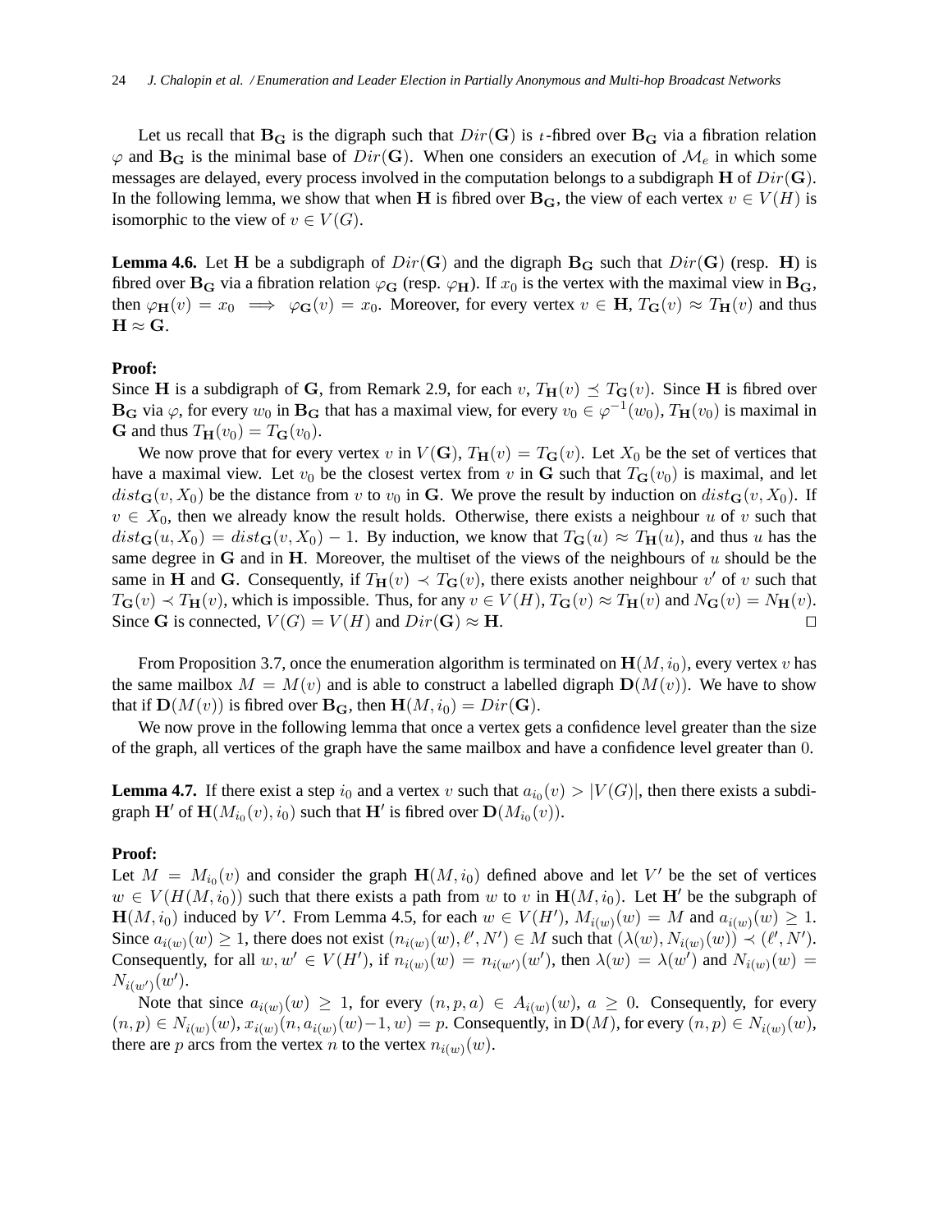Let us recall that $\mathbf{B_G}$ is the digraph such that $Dir(\mathbf{G})$ is $t$-fibred over $\mathbf{B_G}$ via a fibration relation $\varphi$ and $\mathbf{B_G}$ is the minimal base of $Dir(\mathbf{G})$. When one considers an execution of $\mathcal{M}_e$ in which some messages are delayed, every process involved in the computation belongs to a subdigraph $\mathbf{H}$ of $Dir(\mathbf{G})$. In the following lemma, we show that when $\mathbf{H}$ is fibred over $\mathbf{B_G}$, the view of each vertex $v \in V(H)$ is isomorphic to the view of $v \in V(G)$.

**Lemma 4.6.** Let $\mathbf{H}$ be a subdigraph of $Dir(\mathbf{G})$ and the digraph $\mathbf{B_G}$ such that $Dir(\mathbf{G})$ (resp. $\mathbf{H}$) is fibred over $\mathbf{B_G}$ via a fibration relation $\varphi_\mathbf{G}$ (resp. $\varphi_\mathbf{H}$). If $x_0$ is the vertex with the maximal view in $\mathbf{B_G}$, then $\varphi_\mathbf{H}(v) = x_0 \implies \varphi_\mathbf{G}(v) = x_0$. Moreover, for every vertex $v \in \mathbf{H}$, $T_\mathbf{G}(v) \approx T_\mathbf{H}(v)$ and thus $\mathbf{H} \approx \mathbf{G}$.

**Proof:**
Since $\mathbf{H}$ is a subdigraph of $\mathbf{G}$, from Remark 2.9, for each $v$, $T_\mathbf{H}(v) \preceq T_\mathbf{G}(v)$. Since $\mathbf{H}$ is fibred over $\mathbf{B_G}$ via $\varphi$, for every $w_0$ in $\mathbf{B_G}$ that has a maximal view, for every $v_0 \in \varphi^{-1}(w_0)$, $T_\mathbf{H}(v_0)$ is maximal in $\mathbf{G}$ and thus $T_\mathbf{H}(v_0) = T_\mathbf{G}(v_0)$.

We now prove that for every vertex $v$ in $V(\mathbf{G})$, $T_\mathbf{H}(v) = T_\mathbf{G}(v)$. Let $X_0$ be the set of vertices that have a maximal view. Let $v_0$ be the closest vertex from $v$ in $\mathbf{G}$ such that $T_\mathbf{G}(v_0)$ is maximal, and let $dist_\mathbf{G}(v, X_0)$ be the distance from $v$ to $v_0$ in $\mathbf{G}$. We prove the result by induction on $dist_\mathbf{G}(v, X_0)$. If $v \in X_0$, then we already know the result holds. Otherwise, there exists a neighbour $u$ of $v$ such that $dist_\mathbf{G}(u, X_0) = dist_\mathbf{G}(v, X_0) - 1$. By induction, we know that $T_\mathbf{G}(u) \approx T_\mathbf{H}(u)$, and thus $u$ has the same degree in $\mathbf{G}$ and in $\mathbf{H}$. Moreover, the multiset of the views of the neighbours of $u$ should be the same in $\mathbf{H}$ and $\mathbf{G}$. Consequently, if $T_\mathbf{H}(v) \prec T_\mathbf{G}(v)$, there exists another neighbour $v'$ of $v$ such that $T_\mathbf{G}(v) \prec T_\mathbf{H}(v)$, which is impossible. Thus, for any $v \in V(H)$, $T_\mathbf{G}(v) \approx T_\mathbf{H}(v)$ and $N_\mathbf{G}(v) = N_\mathbf{H}(v)$. Since $\mathbf{G}$ is connected, $V(G) = V(H)$ and $Dir(\mathbf{G}) \approx \mathbf{H}$. □

From Proposition 3.7, once the enumeration algorithm is terminated on $\mathbf{H}(M, i_0)$, every vertex $v$ has the same mailbox $M = M(v)$ and is able to construct a labelled digraph $\mathbf{D}(M(v))$. We have to show that if $\mathbf{D}(M(v))$ is fibred over $\mathbf{B_G}$, then $\mathbf{H}(M, i_0) = Dir(\mathbf{G})$.

We now prove in the following lemma that once a vertex gets a confidence level greater than the size of the graph, all vertices of the graph have the same mailbox and have a confidence level greater than 0.

**Lemma 4.7.** If there exist a step $i_0$ and a vertex $v$ such that $a_{i_0}(v) > |V(G)|$, then there exists a subdigraph $\mathbf{H}'$ of $\mathbf{H}(M_{i_0}(v), i_0)$ such that $\mathbf{H}'$ is fibred over $\mathbf{D}(M_{i_0}(v))$.

**Proof:**
Let $M = M_{i_0}(v)$ and consider the graph $\mathbf{H}(M, i_0)$ defined above and let $V'$ be the set of vertices $w \in V(H(M, i_0))$ such that there exists a path from $w$ to $v$ in $\mathbf{H}(M, i_0)$. Let $\mathbf{H}'$ be the subgraph of $\mathbf{H}(M, i_0)$ induced by $V'$. From Lemma 4.5, for each $w \in V(H')$, $M_{i(w)}(w) = M$ and $a_{i(w)}(w) \geq 1$. Since $a_{i(w)}(w) \geq 1$, there does not exist $(n_{i(w)}(w), \ell', N') \in M$ such that $(\lambda(w), N_{i(w)}(w)) \prec (\ell', N')$. Consequently, for all $w, w' \in V(H')$, if $n_{i(w)}(w) = n_{i(w')}(w')$, then $\lambda(w) = \lambda(w')$ and $N_{i(w)}(w) = N_{i(w')}(w')$.

Note that since $a_{i(w)}(w) \geq 1$, for every $(n, p, a) \in A_{i(w)}(w)$, $a \geq 0$. Consequently, for every $(n, p) \in N_{i(w)}(w)$, $x_{i(w)}(n, a_{i(w)}(w) - 1, w) = p$. Consequently, in $\mathbf{D}(M)$, for every $(n, p) \in N_{i(w)}(w)$, there are $p$ arcs from the vertex $n$ to the vertex $n_{i(w)}(w)$.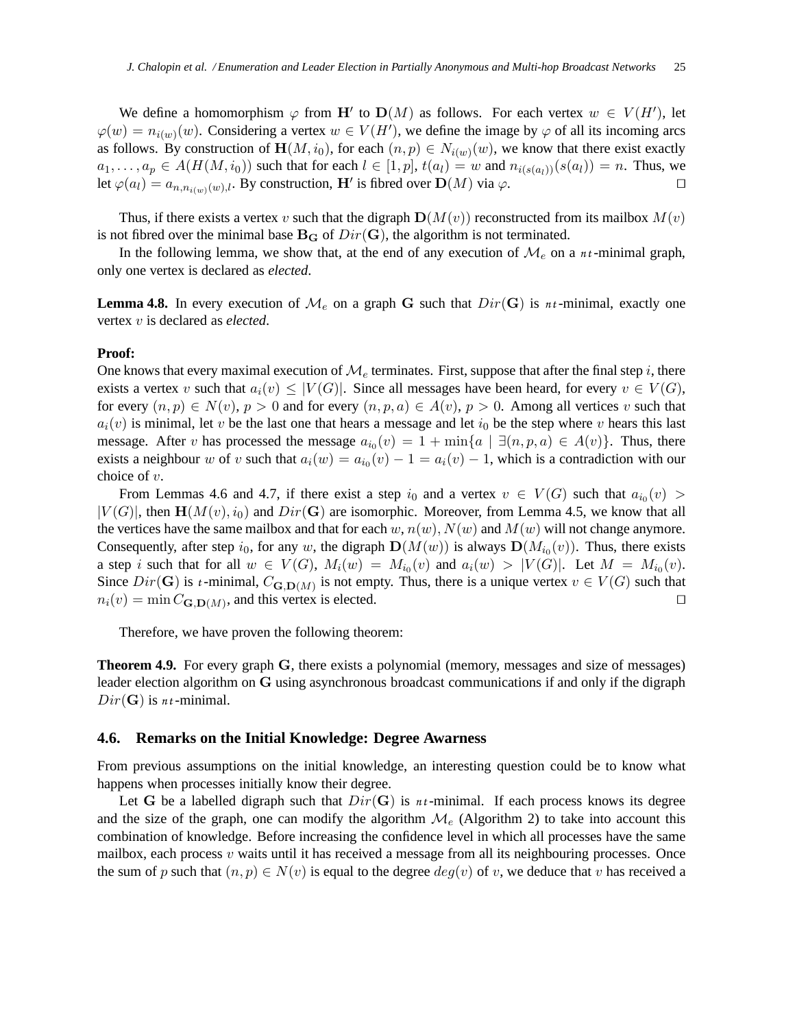We define a homomorphism $\varphi$ from $\mathbf{H}'$ to $\mathbf{D}(M)$ as follows. For each vertex $w \in V(H')$, let $\varphi(w) = n_{i(w)}(w)$. Considering a vertex $w \in V(H')$, we define the image by $\varphi$ of all its incoming arcs as follows. By construction of $\mathbf{H}(M, i_0)$, for each $(n,p) \in N_{i(w)}(w)$, we know that there exist exactly $a_1, \ldots, a_p \in A(H(M, i_0))$ such that for each $l \in [1,p]$, $t(a_l) = w$ and $n_{i(s(a_l))}(s(a_l)) = n$. Thus, we let $\varphi(a_l) = a_{n, n_{i(w)}(w), l}$. By construction, $\mathbf{H}'$ is fibred over $\mathbf{D}(M)$ via $\varphi$. ☐

Thus, if there exists a vertex $v$ such that the digraph $\mathbf{D}(M(v))$ reconstructed from its mailbox $M(v)$ is not fibred over the minimal base $\mathbf{B_G}$ of $Dir(\mathbf{G})$, the algorithm is not terminated.

In the following lemma, we show that, at the end of any execution of $\mathcal{M}_e$ on a $\imath\imath t$-minimal graph, only one vertex is declared as *elected*.

**Lemma 4.8.** In every execution of $\mathcal{M}_e$ on a graph $\mathbf{G}$ such that $Dir(\mathbf{G})$ is $\imath\imath t$-minimal, exactly one vertex $v$ is declared as *elected*.

**Proof:**
One knows that every maximal execution of $\mathcal{M}_e$ terminates. First, suppose that after the final step $i$, there exists a vertex $v$ such that $a_i(v) \leq |V(G)|$. Since all messages have been heard, for every $v \in V(G)$, for every $(n,p) \in N(v)$, $p > 0$ and for every $(n,p,a) \in A(v)$, $p > 0$. Among all vertices $v$ such that $a_i(v)$ is minimal, let $v$ be the last one that hears a message and let $i_0$ be the step where $v$ hears this last message. After $v$ has processed the message $a_{i_0}(v) = 1 + \min\{a \mid \exists (n,p,a) \in A(v)\}$. Thus, there exists a neighbour $w$ of $v$ such that $a_i(w) = a_{i_0}(v) - 1 = a_i(v) - 1$, which is a contradiction with our choice of $v$.

From Lemmas 4.6 and 4.7, if there exist a step $i_0$ and a vertex $v \in V(G)$ such that $a_{i_0}(v) > |V(G)|$, then $\mathbf{H}(M(v), i_0)$ and $Dir(\mathbf{G})$ are isomorphic. Moreover, from Lemma 4.5, we know that all the vertices have the same mailbox and that for each $w$, $n(w)$, $N(w)$ and $M(w)$ will not change anymore. Consequently, after step $i_0$, for any $w$, the digraph $\mathbf{D}(M(w))$ is always $\mathbf{D}(M_{i_0}(v))$. Thus, there exists a step $i$ such that for all $w \in V(G)$, $M_i(w) = M_{i_0}(v)$ and $a_i(w) > |V(G)|$. Let $M = M_{i_0}(v)$. Since $Dir(\mathbf{G})$ is $\imath t$-minimal, $C_{\mathbf{G},\mathbf{D}(M)}$ is not empty. Thus, there is a unique vertex $v \in V(G)$ such that $n_i(v) = \min C_{\mathbf{G},\mathbf{D}(M)}$, and this vertex is elected. ☐

Therefore, we have proven the following theorem:

**Theorem 4.9.** For every graph $\mathbf{G}$, there exists a polynomial (memory, messages and size of messages) leader election algorithm on $\mathbf{G}$ using asynchronous broadcast communications if and only if the digraph $Dir(\mathbf{G})$ is $\imath\imath t$-minimal.

### 4.6. Remarks on the Initial Knowledge: Degree Awarness

From previous assumptions on the initial knowledge, an interesting question could be to know what happens when processes initially know their degree.

Let $\mathbf{G}$ be a labelled digraph such that $Dir(\mathbf{G})$ is $\imath\imath t$-minimal. If each process knows its degree and the size of the graph, one can modify the algorithm $\mathcal{M}_e$ (Algorithm 2) to take into account this combination of knowledge. Before increasing the confidence level in which all processes have the same mailbox, each process $v$ waits until it has received a message from all its neighbouring processes. Once the sum of $p$ such that $(n,p) \in N(v)$ is equal to the degree $deg(v)$ of $v$, we deduce that $v$ has received a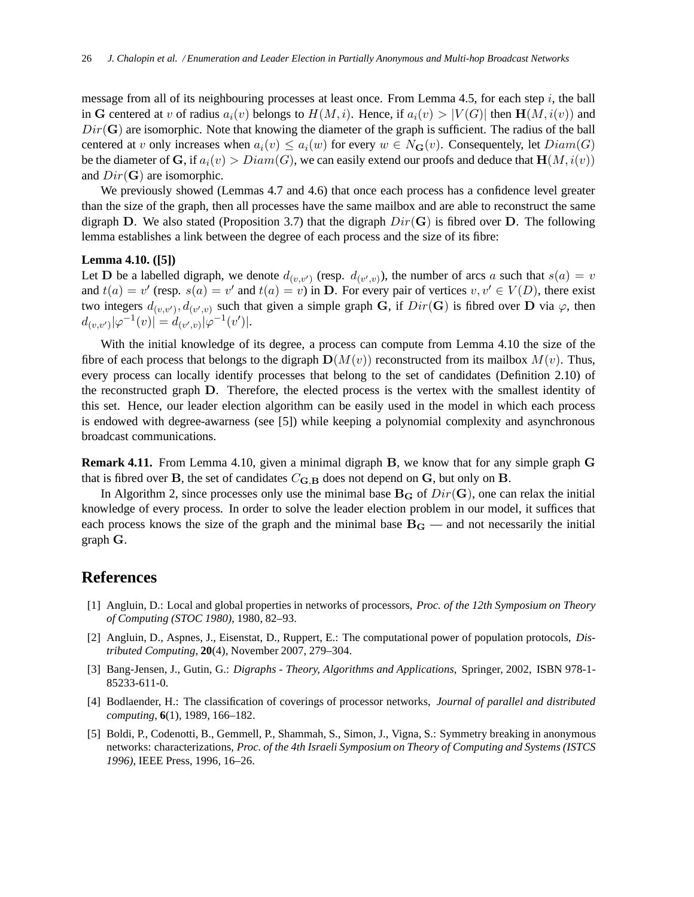message from all of its neighbouring processes at least once. From Lemma 4.5, for each step $i$, the ball in $\mathbf{G}$ centered at $v$ of radius $a_i(v)$ belongs to $H(M, i)$. Hence, if $a_i(v) > |V(G)|$ then $\mathbf{H}(M, i(v))$ and $Dir(\mathbf{G})$ are isomorphic. Note that knowing the diameter of the graph is sufficient. The radius of the ball centered at $v$ only increases when $a_i(v) \leq a_i(w)$ for every $w \in N_{\mathbf{G}}(v)$. Consequently, let $Diam(G)$ be the diameter of $\mathbf{G}$, if $a_i(v) > Diam(G)$, we can easily extend our proofs and deduce that $\mathbf{H}(M, i(v))$ and $Dir(\mathbf{G})$ are isomorphic.

We previously showed (Lemmas 4.7 and 4.6) that once each process has a confidence level greater than the size of the graph, then all processes have the same mailbox and are able to reconstruct the same digraph $\mathbf{D}$. We also stated (Proposition 3.7) that the digraph $Dir(\mathbf{G})$ is fibred over $\mathbf{D}$. The following lemma establishes a link between the degree of each process and the size of its fibre:

**Lemma 4.10. ([5])**
Let $\mathbf{D}$ be a labelled digraph, we denote $d_{(v,v')}$ (resp. $d_{(v',v)}$), the number of arcs $a$ such that $s(a) = v$ and $t(a) = v'$ (resp. $s(a) = v'$ and $t(a) = v$) in $\mathbf{D}$. For every pair of vertices $v, v' \in V(D)$, there exist two integers $d_{(v,v')}, d_{(v',v)}$ such that given a simple graph $\mathbf{G}$, if $Dir(\mathbf{G})$ is fibred over $\mathbf{D}$ via $\varphi$, then $d_{(v,v')}|\varphi^{-1}(v)| = d_{(v',v)}|\varphi^{-1}(v')|$.

With the initial knowledge of its degree, a process can compute from Lemma 4.10 the size of the fibre of each process that belongs to the digraph $\mathbf{D}(M(v))$ reconstructed from its mailbox $M(v)$. Thus, every process can locally identify processes that belong to the set of candidates (Definition 2.10) of the reconstructed graph $\mathbf{D}$. Therefore, the elected process is the vertex with the smallest identity of this set. Hence, our leader election algorithm can be easily used in the model in which each process is endowed with degree-awarness (see [5]) while keeping a polynomial complexity and asynchronous broadcast communications.

**Remark 4.11.** From Lemma 4.10, given a minimal digraph $\mathbf{B}$, we know that for any simple graph $\mathbf{G}$ that is fibred over $\mathbf{B}$, the set of candidates $C_{\mathbf{G},\mathbf{B}}$ does not depend on $\mathbf{G}$, but only on $\mathbf{B}$.

In Algorithm 2, since processes only use the minimal base $\mathbf{B}_{\mathbf{G}}$ of $Dir(\mathbf{G})$, one can relax the initial knowledge of every process. In order to solve the leader election problem in our model, it suffices that each process knows the size of the graph and the minimal base $\mathbf{B}_{\mathbf{G}}$ — and not necessarily the initial graph $\mathbf{G}$.

## References

[1] Angluin, D.: Local and global properties in networks of processors, *Proc. of the 12th Symposium on Theory of Computing (STOC 1980)*, 1980, 82–93.

[2] Angluin, D., Aspnes, J., Eisenstat, D., Ruppert, E.: The computational power of population protocols, *Distributed Computing*, **20**(4), November 2007, 279–304.

[3] Bang-Jensen, J., Gutin, G.: *Digraphs - Theory, Algorithms and Applications*, Springer, 2002, ISBN 978-1-85233-611-0.

[4] Bodlaender, H.: The classification of coverings of processor networks, *Journal of parallel and distributed computing*, **6**(1), 1989, 166–182.

[5] Boldi, P., Codenotti, B., Gemmell, P., Shammah, S., Simon, J., Vigna, S.: Symmetry breaking in anonymous networks: characterizations, *Proc. of the 4th Israeli Symposium on Theory of Computing and Systems (ISTCS 1996)*, IEEE Press, 1996, 16–26.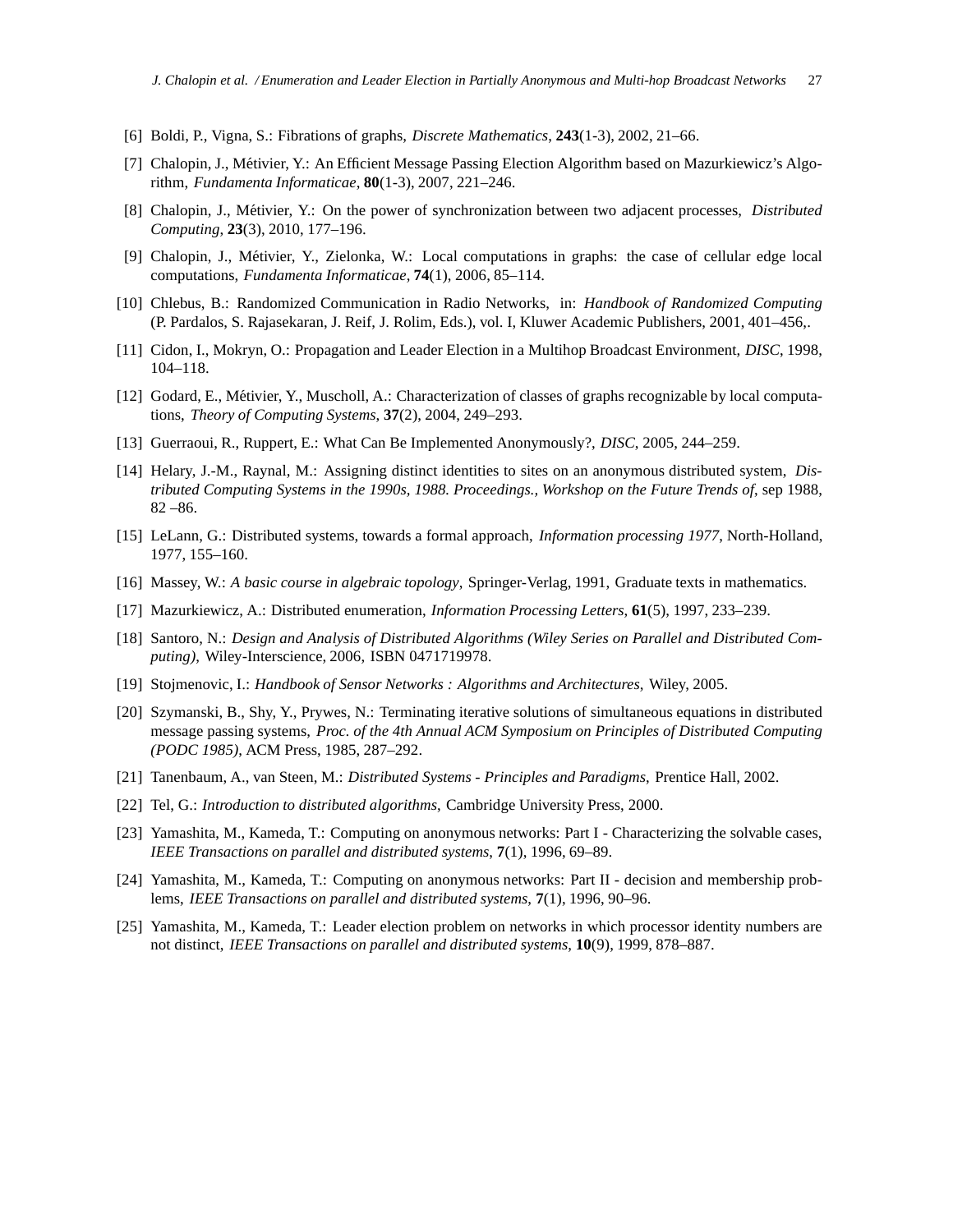[6] Boldi, P., Vigna, S.: Fibrations of graphs, *Discrete Mathematics*, **243**(1-3), 2002, 21–66.

[7] Chalopin, J., Métivier, Y.: An Efficient Message Passing Election Algorithm based on Mazurkiewicz's Algorithm, *Fundamenta Informaticae*, **80**(1-3), 2007, 221–246.

[8] Chalopin, J., Métivier, Y.: On the power of synchronization between two adjacent processes, *Distributed Computing*, **23**(3), 2010, 177–196.

[9] Chalopin, J., Métivier, Y., Zielonka, W.: Local computations in graphs: the case of cellular edge local computations, *Fundamenta Informaticae*, **74**(1), 2006, 85–114.

[10] Chlebus, B.: Randomized Communication in Radio Networks, in: *Handbook of Randomized Computing* (P. Pardalos, S. Rajasekaran, J. Reif, J. Rolim, Eds.), vol. I, Kluwer Academic Publishers, 2001, 401–456,.

[11] Cidon, I., Mokryn, O.: Propagation and Leader Election in a Multihop Broadcast Environment, *DISC*, 1998, 104–118.

[12] Godard, E., Métivier, Y., Muscholl, A.: Characterization of classes of graphs recognizable by local computations, *Theory of Computing Systems*, **37**(2), 2004, 249–293.

[13] Guerraoui, R., Ruppert, E.: What Can Be Implemented Anonymously?, *DISC*, 2005, 244–259.

[14] Helary, J.-M., Raynal, M.: Assigning distinct identities to sites on an anonymous distributed system, *Distributed Computing Systems in the 1990s, 1988. Proceedings., Workshop on the Future Trends of*, sep 1988, 82 –86.

[15] LeLann, G.: Distributed systems, towards a formal approach, *Information processing 1977*, North-Holland, 1977, 155–160.

[16] Massey, W.: *A basic course in algebraic topology*, Springer-Verlag, 1991, Graduate texts in mathematics.

[17] Mazurkiewicz, A.: Distributed enumeration, *Information Processing Letters*, **61**(5), 1997, 233–239.

[18] Santoro, N.: *Design and Analysis of Distributed Algorithms (Wiley Series on Parallel and Distributed Computing)*, Wiley-Interscience, 2006, ISBN 0471719978.

[19] Stojmenovic, I.: *Handbook of Sensor Networks : Algorithms and Architectures*, Wiley, 2005.

[20] Szymanski, B., Shy, Y., Prywes, N.: Terminating iterative solutions of simultaneous equations in distributed message passing systems, *Proc. of the 4th Annual ACM Symposium on Principles of Distributed Computing (PODC 1985)*, ACM Press, 1985, 287–292.

[21] Tanenbaum, A., van Steen, M.: *Distributed Systems - Principles and Paradigms*, Prentice Hall, 2002.

[22] Tel, G.: *Introduction to distributed algorithms*, Cambridge University Press, 2000.

[23] Yamashita, M., Kameda, T.: Computing on anonymous networks: Part I - Characterizing the solvable cases, *IEEE Transactions on parallel and distributed systems*, **7**(1), 1996, 69–89.

[24] Yamashita, M., Kameda, T.: Computing on anonymous networks: Part II - decision and membership problems, *IEEE Transactions on parallel and distributed systems*, **7**(1), 1996, 90–96.

[25] Yamashita, M., Kameda, T.: Leader election problem on networks in which processor identity numbers are not distinct, *IEEE Transactions on parallel and distributed systems*, **10**(9), 1999, 878–887.